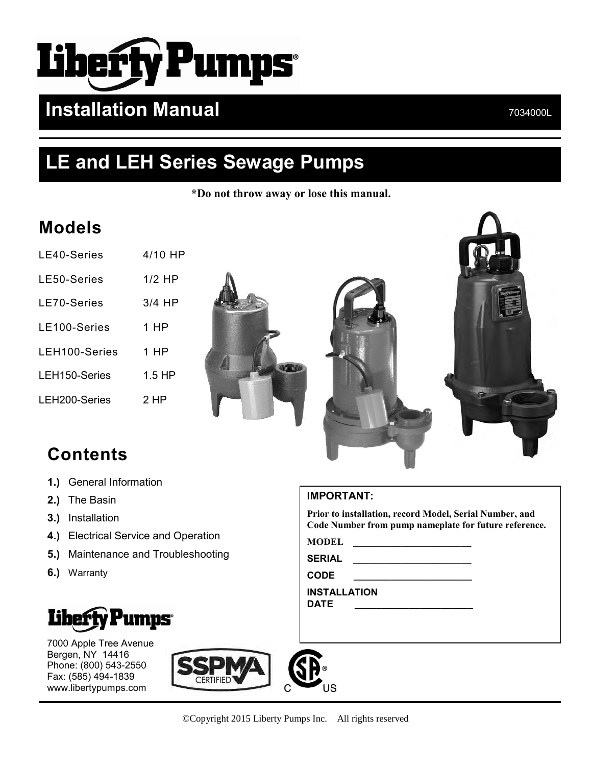# Liberty Pumps®

## Installation Manual

7034000L

## LE and LEH Series Sewage Pumps

**\*Do not throw away or lose this manual.**

## Models

| | |
|---|---|
| LE40-Series | 4/10 HP |
| LE50-Series | 1/2 HP |
| LE70-Series | 3/4 HP |
| LE100-Series | 1 HP |
| LEH100-Series | 1 HP |
| LEH150-Series | 1.5 HP |
| LEH200-Series | 2 HP |

## Contents

1. General Information
2. The Basin
3. Installation
4. Electrical Service and Operation
5. Maintenance and Troubleshooting
6. Warranty

**IMPORTANT:**

**Prior to installation, record Model, Serial Number, and Code Number from pump nameplate for future reference.**

**MODEL** _______________________

**SERIAL** _______________________

**CODE** _______________________

**INSTALLATION DATE** _______________________

Liberty Pumps®

7000 Apple Tree Avenue
Bergen, NY 14416
Phone: (800) 543-2550
Fax: (585) 494-1839
www.libertypumps.com

SSPMA CERTIFIED

©Copyright 2015 Liberty Pumps Inc. All rights reserved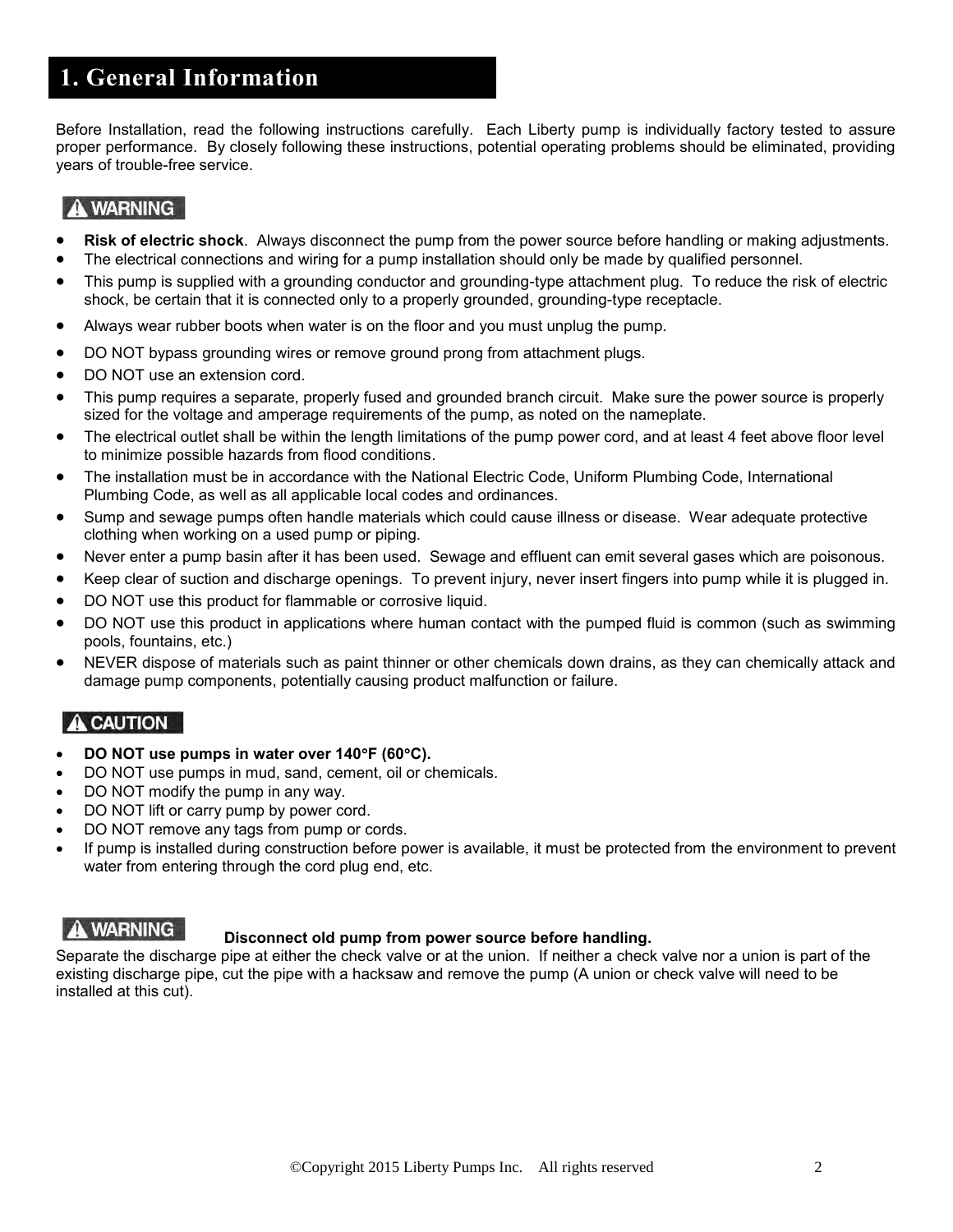# 1. General Information

Before Installation, read the following instructions carefully. Each Liberty pump is individually factory tested to assure proper performance. By closely following these instructions, potential operating problems should be eliminated, providing years of trouble-free service.

**⚠ WARNING**

- **Risk of electric shock**. Always disconnect the pump from the power source before handling or making adjustments.
- The electrical connections and wiring for a pump installation should only be made by qualified personnel.
- This pump is supplied with a grounding conductor and grounding-type attachment plug. To reduce the risk of electric shock, be certain that it is connected only to a properly grounded, grounding-type receptacle.
- Always wear rubber boots when water is on the floor and you must unplug the pump.
- DO NOT bypass grounding wires or remove ground prong from attachment plugs.
- DO NOT use an extension cord.
- This pump requires a separate, properly fused and grounded branch circuit. Make sure the power source is properly sized for the voltage and amperage requirements of the pump, as noted on the nameplate.
- The electrical outlet shall be within the length limitations of the pump power cord, and at least 4 feet above floor level to minimize possible hazards from flood conditions.
- The installation must be in accordance with the National Electric Code, Uniform Plumbing Code, International Plumbing Code, as well as all applicable local codes and ordinances.
- Sump and sewage pumps often handle materials which could cause illness or disease. Wear adequate protective clothing when working on a used pump or piping.
- Never enter a pump basin after it has been used. Sewage and effluent can emit several gases which are poisonous.
- Keep clear of suction and discharge openings. To prevent injury, never insert fingers into pump while it is plugged in.
- DO NOT use this product for flammable or corrosive liquid.
- DO NOT use this product in applications where human contact with the pumped fluid is common (such as swimming pools, fountains, etc.)
- NEVER dispose of materials such as paint thinner or other chemicals down drains, as they can chemically attack and damage pump components, potentially causing product malfunction or failure.

**⚠ CAUTION**

- **DO NOT use pumps in water over 140°F (60°C).**
- DO NOT use pumps in mud, sand, cement, oil or chemicals.
- DO NOT modify the pump in any way.
- DO NOT lift or carry pump by power cord.
- DO NOT remove any tags from pump or cords.
- If pump is installed during construction before power is available, it must be protected from the environment to prevent water from entering through the cord plug end, etc.

**⚠ WARNING** **Disconnect old pump from power source before handling.**

Separate the discharge pipe at either the check valve or at the union. If neither a check valve nor a union is part of the existing discharge pipe, cut the pipe with a hacksaw and remove the pump (A union or check valve will need to be installed at this cut).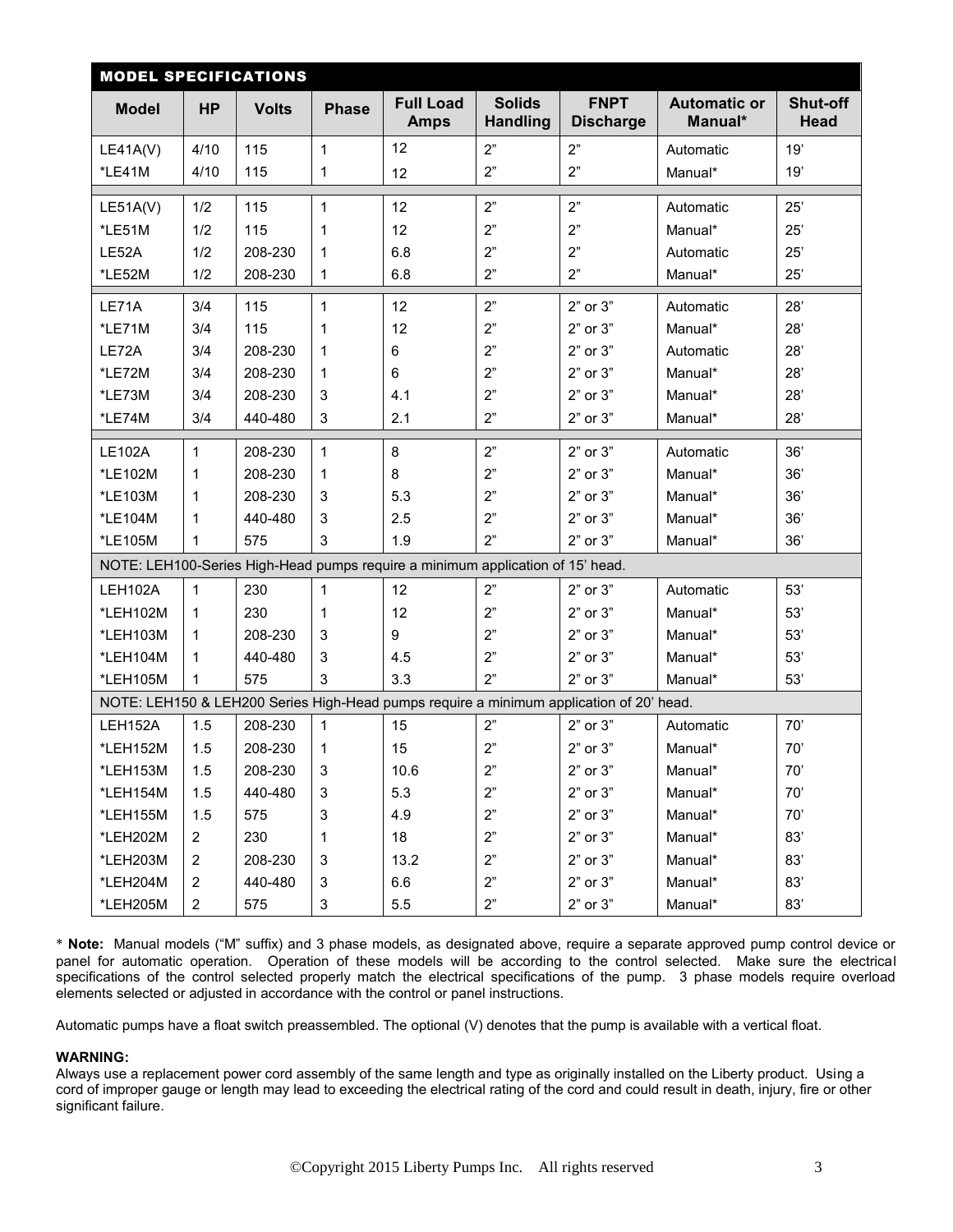## MODEL SPECIFICATIONS

| Model | HP | Volts | Phase | Full Load Amps | Solids Handling | FNPT Discharge | Automatic or Manual* | Shut-off Head |
|---|---|---|---|---|---|---|---|---|
| LE41A(V) | 4/10 | 115 | 1 | 12 | 2" | 2" | Automatic | 19' |
| *LE41M | 4/10 | 115 | 1 | 12 | 2" | 2" | Manual* | 19' |
| LE51A(V) | 1/2 | 115 | 1 | 12 | 2" | 2" | Automatic | 25' |
| *LE51M | 1/2 | 115 | 1 | 12 | 2" | 2" | Manual* | 25' |
| LE52A | 1/2 | 208-230 | 1 | 6.8 | 2" | 2" | Automatic | 25' |
| *LE52M | 1/2 | 208-230 | 1 | 6.8 | 2" | 2" | Manual* | 25' |
| LE71A | 3/4 | 115 | 1 | 12 | 2" | 2" or 3" | Automatic | 28' |
| *LE71M | 3/4 | 115 | 1 | 12 | 2" | 2" or 3" | Manual* | 28' |
| LE72A | 3/4 | 208-230 | 1 | 6 | 2" | 2" or 3" | Automatic | 28' |
| *LE72M | 3/4 | 208-230 | 1 | 6 | 2" | 2" or 3" | Manual* | 28' |
| *LE73M | 3/4 | 208-230 | 3 | 4.1 | 2" | 2" or 3" | Manual* | 28' |
| *LE74M | 3/4 | 440-480 | 3 | 2.1 | 2" | 2" or 3" | Manual* | 28' |
| LE102A | 1 | 208-230 | 1 | 8 | 2" | 2" or 3" | Automatic | 36' |
| *LE102M | 1 | 208-230 | 1 | 8 | 2" | 2" or 3" | Manual* | 36' |
| *LE103M | 1 | 208-230 | 3 | 5.3 | 2" | 2" or 3" | Manual* | 36' |
| *LE104M | 1 | 440-480 | 3 | 2.5 | 2" | 2" or 3" | Manual* | 36' |
| *LE105M | 1 | 575 | 3 | 1.9 | 2" | 2" or 3" | Manual* | 36' |
| NOTE: LEH100-Series High-Head pumps require a minimum application of 15' head. | | | | | | | | |
| LEH102A | 1 | 230 | 1 | 12 | 2" | 2" or 3" | Automatic | 53' |
| *LEH102M | 1 | 230 | 1 | 12 | 2" | 2" or 3" | Manual* | 53' |
| *LEH103M | 1 | 208-230 | 3 | 9 | 2" | 2" or 3" | Manual* | 53' |
| *LEH104M | 1 | 440-480 | 3 | 4.5 | 2" | 2" or 3" | Manual* | 53' |
| *LEH105M | 1 | 575 | 3 | 3.3 | 2" | 2" or 3" | Manual* | 53' |
| NOTE: LEH150 & LEH200 Series High-Head pumps require a minimum application of 20' head. | | | | | | | | |
| LEH152A | 1.5 | 208-230 | 1 | 15 | 2" | 2" or 3" | Automatic | 70' |
| *LEH152M | 1.5 | 208-230 | 1 | 15 | 2" | 2" or 3" | Manual* | 70' |
| *LEH153M | 1.5 | 208-230 | 3 | 10.6 | 2" | 2" or 3" | Manual* | 70' |
| *LEH154M | 1.5 | 440-480 | 3 | 5.3 | 2" | 2" or 3" | Manual* | 70' |
| *LEH155M | 1.5 | 575 | 3 | 4.9 | 2" | 2" or 3" | Manual* | 70' |
| *LEH202M | 2 | 230 | 1 | 18 | 2" | 2" or 3" | Manual* | 83' |
| *LEH203M | 2 | 208-230 | 3 | 13.2 | 2" | 2" or 3" | Manual* | 83' |
| *LEH204M | 2 | 440-480 | 3 | 6.6 | 2" | 2" or 3" | Manual* | 83' |
| *LEH205M | 2 | 575 | 3 | 5.5 | 2" | 2" or 3" | Manual* | 83' |

* **Note:** Manual models ("M" suffix) and 3 phase models, as designated above, require a separate approved pump control device or panel for automatic operation. Operation of these models will be according to the control selected. Make sure the electrical specifications of the control selected properly match the electrical specifications of the pump. 3 phase models require overload elements selected or adjusted in accordance with the control or panel instructions.

Automatic pumps have a float switch preassembled. The optional (V) denotes that the pump is available with a vertical float.

**WARNING:**
Always use a replacement power cord assembly of the same length and type as originally installed on the Liberty product. Using a cord of improper gauge or length may lead to exceeding the electrical rating of the cord and could result in death, injury, fire or other significant failure.

©Copyright 2015 Liberty Pumps Inc. All rights reserved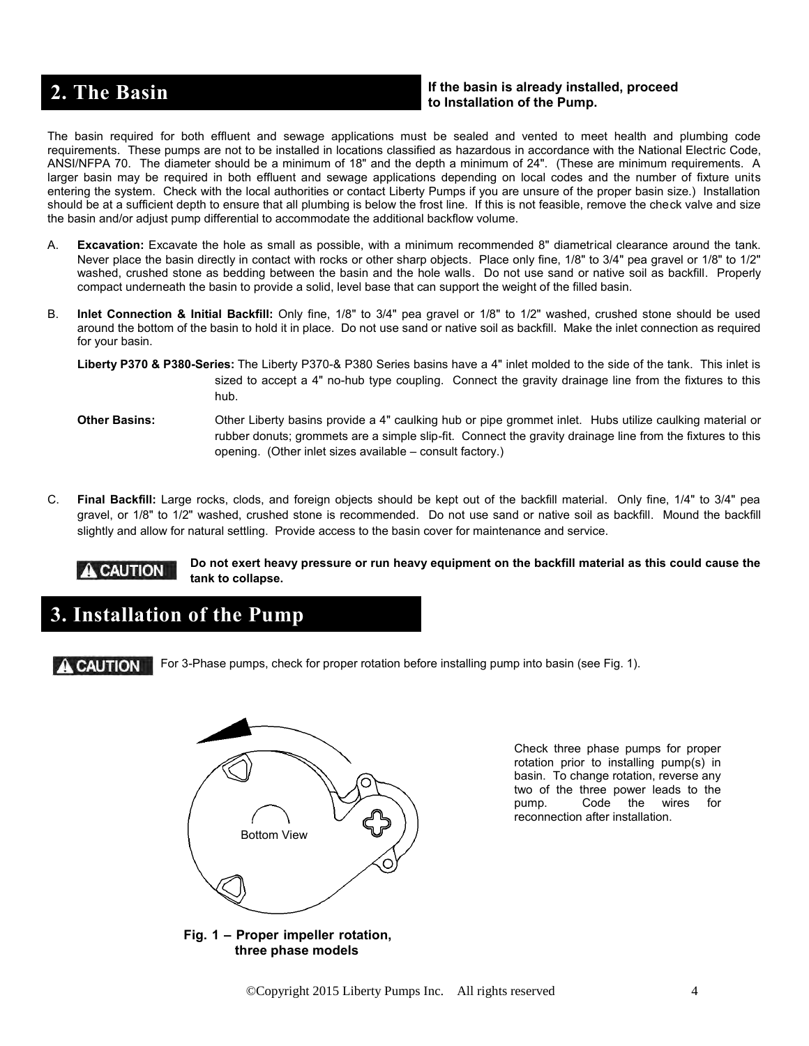## 2. The Basin

**If the basin is already installed, proceed to Installation of the Pump.**

The basin required for both effluent and sewage applications must be sealed and vented to meet health and plumbing code requirements. These pumps are not to be installed in locations classified as hazardous in accordance with the National Electric Code, ANSI/NFPA 70. The diameter should be a minimum of 18" and the depth a minimum of 24". (These are minimum requirements. A larger basin may be required in both effluent and sewage applications depending on local codes and the number of fixture units entering the system. Check with the local authorities or contact Liberty Pumps if you are unsure of the proper basin size.) Installation should be at a sufficient depth to ensure that all plumbing is below the frost line. If this is not feasible, remove the check valve and size the basin and/or adjust pump differential to accommodate the additional backflow volume.

A. **Excavation:** Excavate the hole as small as possible, with a minimum recommended 8" diametrical clearance around the tank. Never place the basin directly in contact with rocks or other sharp objects. Place only fine, 1/8" to 3/4" pea gravel or 1/8" to 1/2" washed, crushed stone as bedding between the basin and the hole walls. Do not use sand or native soil as backfill. Properly compact underneath the basin to provide a solid, level base that can support the weight of the filled basin.

B. **Inlet Connection & Initial Backfill:** Only fine, 1/8" to 3/4" pea gravel or 1/8" to 1/2" washed, crushed stone should be used around the bottom of the basin to hold it in place. Do not use sand or native soil as backfill. Make the inlet connection as required for your basin.

   **Liberty P370 & P380-Series:** The Liberty P370-& P380 Series basins have a 4" inlet molded to the side of the tank. This inlet is sized to accept a 4" no-hub type coupling. Connect the gravity drainage line from the fixtures to this hub.

   **Other Basins:** Other Liberty basins provide a 4" caulking hub or pipe grommet inlet. Hubs utilize caulking material or rubber donuts; grommets are a simple slip-fit. Connect the gravity drainage line from the fixtures to this opening. (Other inlet sizes available – consult factory.)

C. **Final Backfill:** Large rocks, clods, and foreign objects should be kept out of the backfill material. Only fine, 1/4" to 3/4" pea gravel, or 1/8" to 1/2" washed, crushed stone is recommended. Do not use sand or native soil as backfill. Mound the backfill slightly and allow for natural settling. Provide access to the basin cover for maintenance and service.

**⚠ CAUTION** **Do not exert heavy pressure or run heavy equipment on the backfill material as this could cause the tank to collapse.**

## 3. Installation of the Pump

**⚠ CAUTION** For 3-Phase pumps, check for proper rotation before installing pump into basin (see Fig. 1).

Bottom View

**Fig. 1 – Proper impeller rotation, three phase models**

Check three phase pumps for proper rotation prior to installing pump(s) in basin. To change rotation, reverse any two of the three power leads to the pump. Code the wires for reconnection after installation.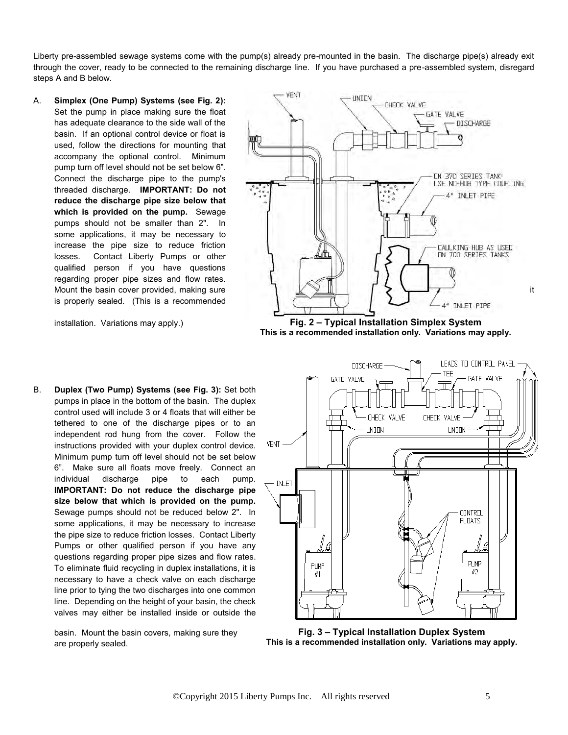Liberty pre-assembled sewage systems come with the pump(s) already pre-mounted in the basin. The discharge pipe(s) already exit through the cover, ready to be connected to the remaining discharge line. If you have purchased a pre-assembled system, disregard steps A and B below.

A. **Simplex (One Pump) Systems (see Fig. 2):** Set the pump in place making sure the float has adequate clearance to the side wall of the basin. If an optional control device or float is used, follow the directions for mounting that accompany the optional control. Minimum pump turn off level should not be set below 6". Connect the discharge pipe to the pump's threaded discharge. **IMPORTANT: Do not reduce the discharge pipe size below that which is provided on the pump.** Sewage pumps should not be smaller than 2". In some applications, it may be necessary to increase the pipe size to reduce friction losses. Contact Liberty Pumps or other qualified person if you have questions regarding proper pipe sizes and flow rates. Mount the basin cover provided, making sure it is properly sealed. (This is a recommended installation. Variations may apply.)

**Fig. 2 – Typical Installation Simplex System**
**This is a recommended installation only. Variations may apply.**

B. **Duplex (Two Pump) Systems (see Fig. 3):** Set both pumps in place in the bottom of the basin. The duplex control used will include 3 or 4 floats that will either be tethered to one of the discharge pipes or to an independent rod hung from the cover. Follow the instructions provided with your duplex control device. Minimum pump turn off level should not be set below 6". Make sure all floats move freely. Connect an individual discharge pipe to each pump. **IMPORTANT: Do not reduce the discharge pipe size below that which is provided on the pump.** Sewage pumps should not be reduced below 2". In some applications, it may be necessary to increase the pipe size to reduce friction losses. Contact Liberty Pumps or other qualified person if you have any questions regarding proper pipe sizes and flow rates. To eliminate fluid recycling in duplex installations, it is necessary to have a check valve on each discharge line prior to tying the two discharges into one common line. Depending on the height of your basin, the check valves may either be installed inside or outside the basin. Mount the basin covers, making sure they are properly sealed.

**Fig. 3 – Typical Installation Duplex System**
**This is a recommended installation only. Variations may apply.**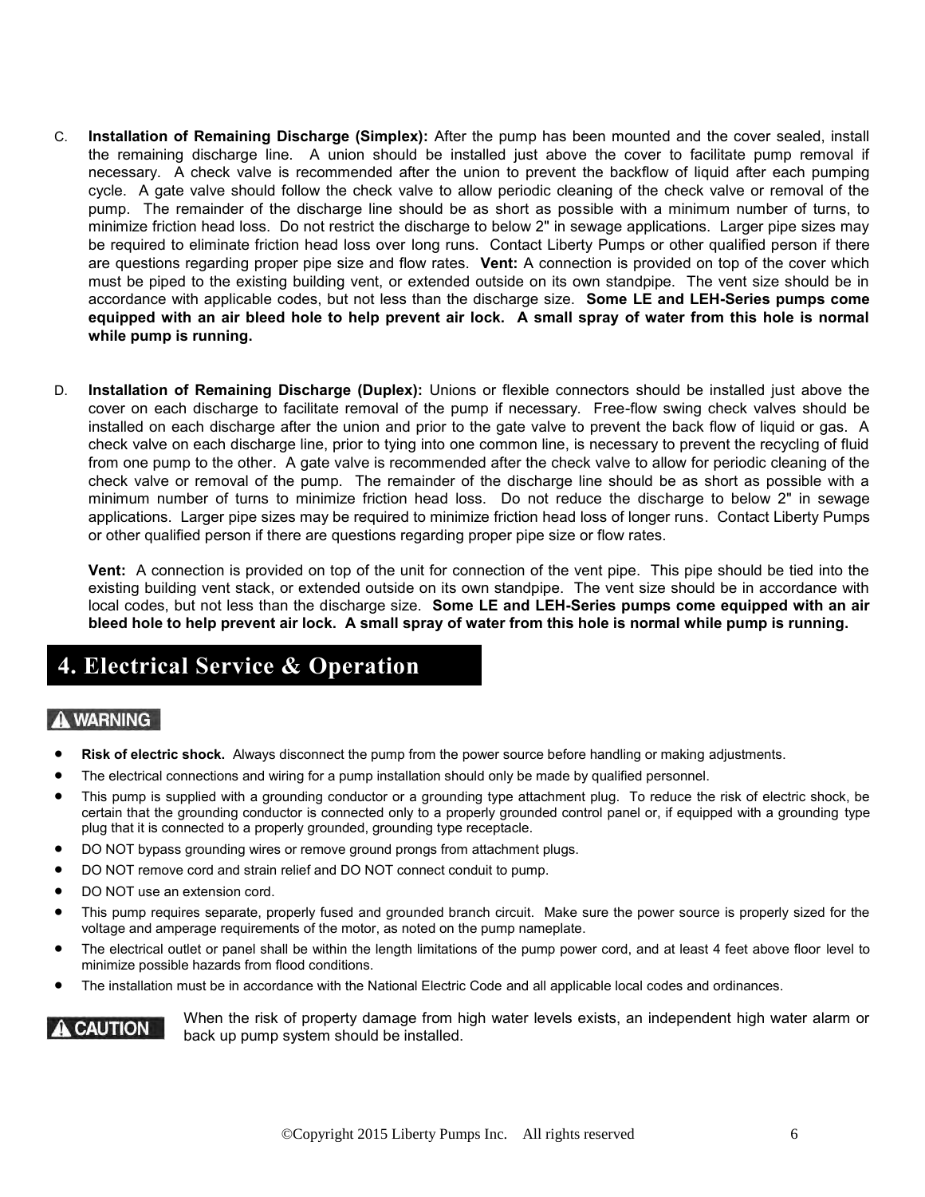C. **Installation of Remaining Discharge (Simplex):** After the pump has been mounted and the cover sealed, install the remaining discharge line. A union should be installed just above the cover to facilitate pump removal if necessary. A check valve is recommended after the union to prevent the backflow of liquid after each pumping cycle. A gate valve should follow the check valve to allow periodic cleaning of the check valve or removal of the pump. The remainder of the discharge line should be as short as possible with a minimum number of turns, to minimize friction head loss. Do not restrict the discharge to below 2" in sewage applications. Larger pipe sizes may be required to eliminate friction head loss over long runs. Contact Liberty Pumps or other qualified person if there are questions regarding proper pipe size and flow rates. **Vent:** A connection is provided on top of the cover which must be piped to the existing building vent, or extended outside on its own standpipe. The vent size should be in accordance with applicable codes, but not less than the discharge size. **Some LE and LEH-Series pumps come equipped with an air bleed hole to help prevent air lock. A small spray of water from this hole is normal while pump is running.**

D. **Installation of Remaining Discharge (Duplex):** Unions or flexible connectors should be installed just above the cover on each discharge to facilitate removal of the pump if necessary. Free-flow swing check valves should be installed on each discharge after the union and prior to the gate valve to prevent the back flow of liquid or gas. A check valve on each discharge line, prior to tying into one common line, is necessary to prevent the recycling of fluid from one pump to the other. A gate valve is recommended after the check valve to allow for periodic cleaning of the check valve or removal of the pump. The remainder of the discharge line should be as short as possible with a minimum number of turns to minimize friction head loss. Do not reduce the discharge to below 2" in sewage applications. Larger pipe sizes may be required to minimize friction head loss of longer runs. Contact Liberty Pumps or other qualified person if there are questions regarding proper pipe size or flow rates.

**Vent:** A connection is provided on top of the unit for connection of the vent pipe. This pipe should be tied into the existing building vent stack, or extended outside on its own standpipe. The vent size should be in accordance with local codes, but not less than the discharge size. **Some LE and LEH-Series pumps come equipped with an air bleed hole to help prevent air lock. A small spray of water from this hole is normal while pump is running.**

## 4. Electrical Service & Operation

**⚠ WARNING**

- **Risk of electric shock.** Always disconnect the pump from the power source before handling or making adjustments.
- The electrical connections and wiring for a pump installation should only be made by qualified personnel.
- This pump is supplied with a grounding conductor or a grounding type attachment plug. To reduce the risk of electric shock, be certain that the grounding conductor is connected only to a properly grounded control panel or, if equipped with a grounding type plug that it is connected to a properly grounded, grounding type receptacle.
- DO NOT bypass grounding wires or remove ground prongs from attachment plugs.
- DO NOT remove cord and strain relief and DO NOT connect conduit to pump.
- DO NOT use an extension cord.
- This pump requires separate, properly fused and grounded branch circuit. Make sure the power source is properly sized for the voltage and amperage requirements of the motor, as noted on the pump nameplate.
- The electrical outlet or panel shall be within the length limitations of the pump power cord, and at least 4 feet above floor level to minimize possible hazards from flood conditions.
- The installation must be in accordance with the National Electric Code and all applicable local codes and ordinances.

**⚠ CAUTION** When the risk of property damage from high water levels exists, an independent high water alarm or back up pump system should be installed.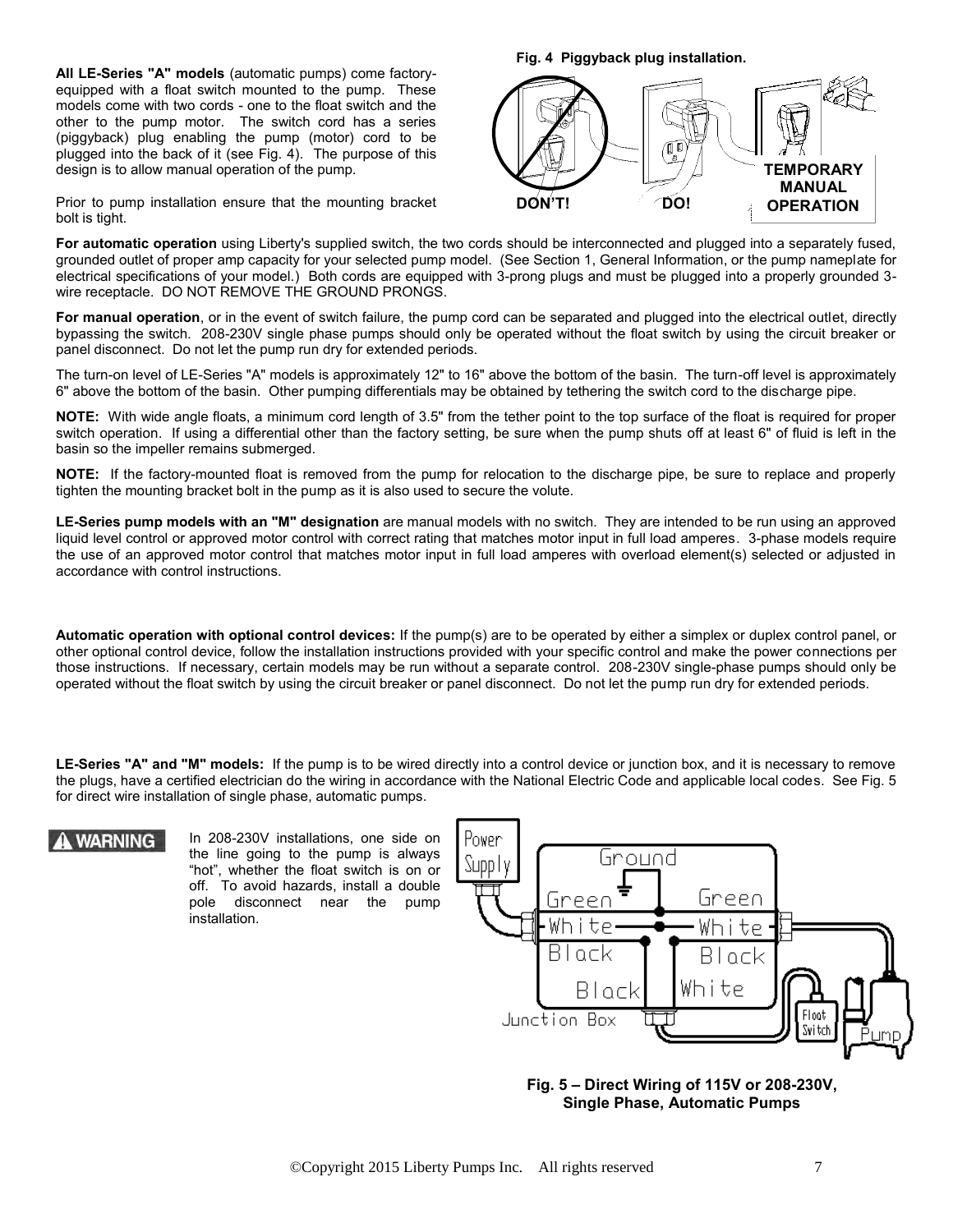**All LE-Series "A" models** (automatic pumps) come factory-equipped with a float switch mounted to the pump. These models come with two cords - one to the float switch and the other to the pump motor. The switch cord has a series (piggyback) plug enabling the pump (motor) cord to be plugged into the back of it (see Fig. 4). The purpose of this design is to allow manual operation of the pump.

Prior to pump installation ensure that the mounting bracket bolt is tight.

**Fig. 4 Piggyback plug installation.**

DON'T! DO! TEMPORARY MANUAL OPERATION

**For automatic operation** using Liberty's supplied switch, the two cords should be interconnected and plugged into a separately fused, grounded outlet of proper amp capacity for your selected pump model. (See Section 1, General Information, or the pump nameplate for electrical specifications of your model.) Both cords are equipped with 3-prong plugs and must be plugged into a properly grounded 3-wire receptacle. DO NOT REMOVE THE GROUND PRONGS.

**For manual operation**, or in the event of switch failure, the pump cord can be separated and plugged into the electrical outlet, directly bypassing the switch. 208-230V single phase pumps should only be operated without the float switch by using the circuit breaker or panel disconnect. Do not let the pump run dry for extended periods.

The turn-on level of LE-Series "A" models is approximately 12" to 16" above the bottom of the basin. The turn-off level is approximately 6" above the bottom of the basin. Other pumping differentials may be obtained by tethering the switch cord to the discharge pipe.

**NOTE:** With wide angle floats, a minimum cord length of 3.5" from the tether point to the top surface of the float is required for proper switch operation. If using a differential other than the factory setting, be sure when the pump shuts off at least 6" of fluid is left in the basin so the impeller remains submerged.

**NOTE:** If the factory-mounted float is removed from the pump for relocation to the discharge pipe, be sure to replace and properly tighten the mounting bracket bolt in the pump as it is also used to secure the volute.

**LE-Series pump models with an "M" designation** are manual models with no switch. They are intended to be run using an approved liquid level control or approved motor control with correct rating that matches motor input in full load amperes. 3-phase models require the use of an approved motor control that matches motor input in full load amperes with overload element(s) selected or adjusted in accordance with control instructions.

**Automatic operation with optional control devices:** If the pump(s) are to be operated by either a simplex or duplex control panel, or other optional control device, follow the installation instructions provided with your specific control and make the power connections per those instructions. If necessary, certain models may be run without a separate control. 208-230V single-phase pumps should only be operated without the float switch by using the circuit breaker or panel disconnect. Do not let the pump run dry for extended periods.

**LE-Series "A" and "M" models:** If the pump is to be wired directly into a control device or junction box, and it is necessary to remove the plugs, have a certified electrician do the wiring in accordance with the National Electric Code and applicable local codes. See Fig. 5 for direct wire installation of single phase, automatic pumps.

**⚠ WARNING** In 208-230V installations, one side on the line going to the pump is always "hot", whether the float switch is on or off. To avoid hazards, install a double pole disconnect near the pump installation.

Power Supply, Ground, Green, Green, White, White, Black, Black, Black, White, Junction Box, Float Switch, Pump

**Fig. 5 – Direct Wiring of 115V or 208-230V, Single Phase, Automatic Pumps**

©Copyright 2015 Liberty Pumps Inc. All rights reserved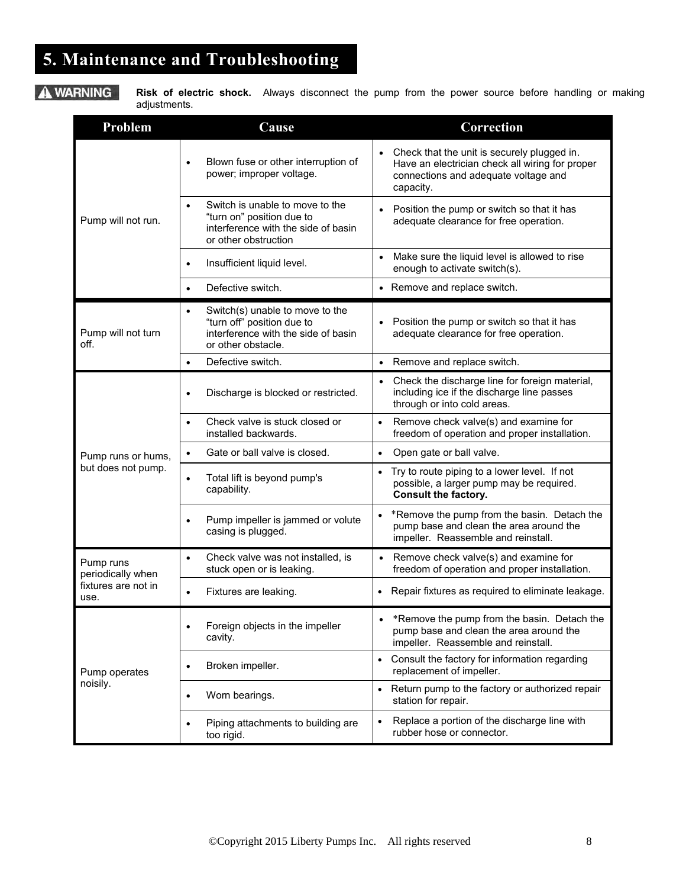# 5. Maintenance and Troubleshooting

**⚠ WARNING** **Risk of electric shock.** Always disconnect the pump from the power source before handling or making adjustments.

| Problem | Cause | Correction |
|---|---|---|
| Pump will not run. | • Blown fuse or other interruption of power; improper voltage. | • Check that the unit is securely plugged in. Have an electrician check all wiring for proper connections and adequate voltage and capacity. |
| | • Switch is unable to move to the "turn on" position due to interference with the side of basin or other obstruction | • Position the pump or switch so that it has adequate clearance for free operation. |
| | • Insufficient liquid level. | • Make sure the liquid level is allowed to rise enough to activate switch(s). |
| | • Defective switch. | • Remove and replace switch. |
| Pump will not turn off. | • Switch(s) unable to move to the "turn off" position due to interference with the side of basin or other obstacle. | • Position the pump or switch so that it has adequate clearance for free operation. |
| | • Defective switch. | • Remove and replace switch. |
| Pump runs or hums, but does not pump. | • Discharge is blocked or restricted. | • Check the discharge line for foreign material, including ice if the discharge line passes through or into cold areas. |
| | • Check valve is stuck closed or installed backwards. | • Remove check valve(s) and examine for freedom of operation and proper installation. |
| | • Gate or ball valve is closed. | • Open gate or ball valve. |
| | • Total lift is beyond pump's capability. | • Try to route piping to a lower level. If not possible, a larger pump may be required. **Consult the factory.** |
| | • Pump impeller is jammed or volute casing is plugged. | • *Remove the pump from the basin. Detach the pump base and clean the area around the impeller. Reassemble and reinstall. |
| Pump runs periodically when fixtures are not in use. | • Check valve was not installed, is stuck open or is leaking. | • Remove check valve(s) and examine for freedom of operation and proper installation. |
| | • Fixtures are leaking. | • Repair fixtures as required to eliminate leakage. |
| Pump operates noisily. | • Foreign objects in the impeller cavity. | • *Remove the pump from the basin. Detach the pump base and clean the area around the impeller. Reassemble and reinstall. |
| | • Broken impeller. | • Consult the factory for information regarding replacement of impeller. |
| | • Worn bearings. | • Return pump to the factory or authorized repair station for repair. |
| | • Piping attachments to building are too rigid. | • Replace a portion of the discharge line with rubber hose or connector. |

©Copyright 2015 Liberty Pumps Inc. All rights reserved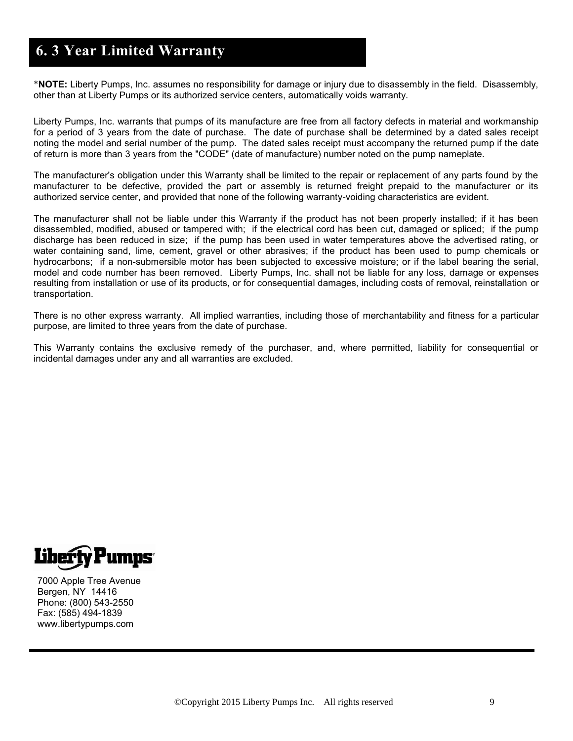## 6. 3 Year Limited Warranty

***NOTE:** Liberty Pumps, Inc. assumes no responsibility for damage or injury due to disassembly in the field. Disassembly, other than at Liberty Pumps or its authorized service centers, automatically voids warranty.

Liberty Pumps, Inc. warrants that pumps of its manufacture are free from all factory defects in material and workmanship for a period of 3 years from the date of purchase. The date of purchase shall be determined by a dated sales receipt noting the model and serial number of the pump. The dated sales receipt must accompany the returned pump if the date of return is more than 3 years from the "CODE" (date of manufacture) number noted on the pump nameplate.

The manufacturer's obligation under this Warranty shall be limited to the repair or replacement of any parts found by the manufacturer to be defective, provided the part or assembly is returned freight prepaid to the manufacturer or its authorized service center, and provided that none of the following warranty-voiding characteristics are evident.

The manufacturer shall not be liable under this Warranty if the product has not been properly installed; if it has been disassembled, modified, abused or tampered with; if the electrical cord has been cut, damaged or spliced; if the pump discharge has been reduced in size; if the pump has been used in water temperatures above the advertised rating, or water containing sand, lime, cement, gravel or other abrasives; if the product has been used to pump chemicals or hydrocarbons; if a non-submersible motor has been subjected to excessive moisture; or if the label bearing the serial, model and code number has been removed. Liberty Pumps, Inc. shall not be liable for any loss, damage or expenses resulting from installation or use of its products, or for consequential damages, including costs of removal, reinstallation or transportation.

There is no other express warranty. All implied warranties, including those of merchantability and fitness for a particular purpose, are limited to three years from the date of purchase.

This Warranty contains the exclusive remedy of the purchaser, and, where permitted, liability for consequential or incidental damages under any and all warranties are excluded.

Liberty Pumps

7000 Apple Tree Avenue
Bergen, NY 14416
Phone: (800) 543-2550
Fax: (585) 494-1839
www.libertypumps.com

©Copyright 2015 Liberty Pumps Inc. All rights reserved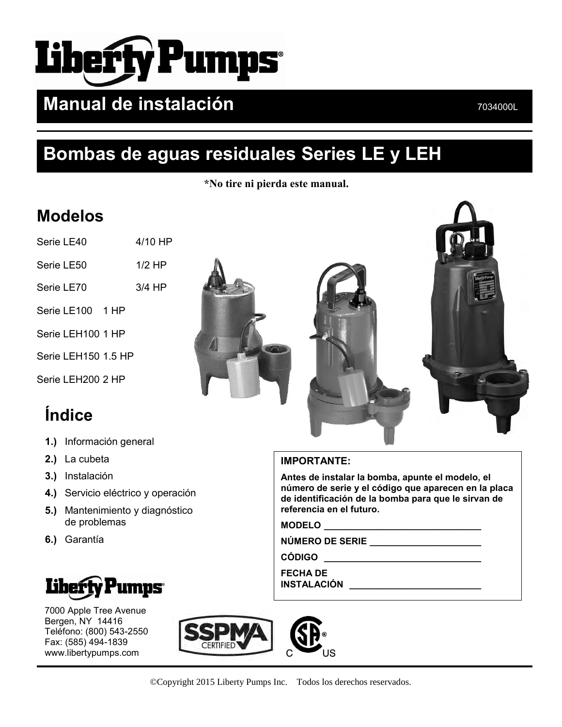# Liberty Pumps

## Manual de instalación

7034000L

## Bombas de aguas residuales Series LE y LEH

**\*No tire ni pierda este manual.**

## Modelos

| | |
|---|---|
| Serie LE40 | 4/10 HP |
| Serie LE50 | 1/2 HP |
| Serie LE70 | 3/4 HP |
| Serie LE100 | 1 HP |
| Serie LEH100 | 1 HP |
| Serie LEH150 | 1.5 HP |
| Serie LEH200 | 2 HP |

## Índice

1. Información general
2. La cubeta
3. Instalación
4. Servicio eléctrico y operación
5. Mantenimiento y diagnóstico de problemas
6. Garantía

**IMPORTANTE:**

**Antes de instalar la bomba, apunte el modelo, el número de serie y el código que aparecen en la placa de identificación de la bomba para que le sirvan de referencia en el futuro.**

**MODELO** ______________________________

**NÚMERO DE SERIE** ______________________

**CÓDIGO** ______________________________

**FECHA DE INSTALACIÓN** __________________________

Liberty Pumps

7000 Apple Tree Avenue
Bergen, NY 14416
Teléfono: (800) 543-2550
Fax: (585) 494-1839
www.libertypumps.com

SSPMA CERTIFIED

©Copyright 2015 Liberty Pumps Inc. Todos los derechos reservados.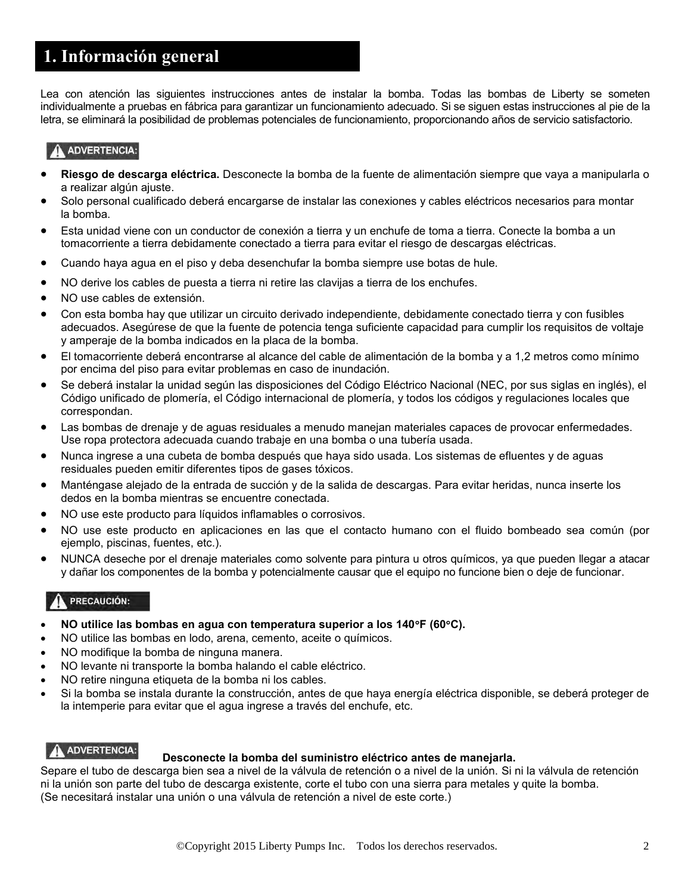# 1. Información general

Lea con atención las siguientes instrucciones antes de instalar la bomba. Todas las bombas de Liberty se someten individualmente a pruebas en fábrica para garantizar un funcionamiento adecuado. Si se siguen estas instrucciones al pie de la letra, se eliminará la posibilidad de problemas potenciales de funcionamiento, proporcionando años de servicio satisfactorio.

**⚠ ADVERTENCIA:**

- **Riesgo de descarga eléctrica.** Desconecte la bomba de la fuente de alimentación siempre que vaya a manipularla o a realizar algún ajuste.
- Solo personal cualificado deberá encargarse de instalar las conexiones y cables eléctricos necesarios para montar la bomba.
- Esta unidad viene con un conductor de conexión a tierra y un enchufe de toma a tierra. Conecte la bomba a un tomacorriente a tierra debidamente conectado a tierra para evitar el riesgo de descargas eléctricas.
- Cuando haya agua en el piso y deba desenchufar la bomba siempre use botas de hule.
- NO derive los cables de puesta a tierra ni retire las clavijas a tierra de los enchufes.
- NO use cables de extensión.
- Con esta bomba hay que utilizar un circuito derivado independiente, debidamente conectado tierra y con fusibles adecuados. Asegúrese de que la fuente de potencia tenga suficiente capacidad para cumplir los requisitos de voltaje y amperaje de la bomba indicados en la placa de la bomba.
- El tomacorriente deberá encontrarse al alcance del cable de alimentación de la bomba y a 1,2 metros como mínimo por encima del piso para evitar problemas en caso de inundación.
- Se deberá instalar la unidad según las disposiciones del Código Eléctrico Nacional (NEC, por sus siglas en inglés), el Código unificado de plomería, el Código internacional de plomería, y todos los códigos y regulaciones locales que correspondan.
- Las bombas de drenaje y de aguas residuales a menudo manejan materiales capaces de provocar enfermedades. Use ropa protectora adecuada cuando trabaje en una bomba o una tubería usada.
- Nunca ingrese a una cubeta de bomba después que haya sido usada. Los sistemas de efluentes y de aguas residuales pueden emitir diferentes tipos de gases tóxicos.
- Manténgase alejado de la entrada de succión y de la salida de descargas. Para evitar heridas, nunca inserte los dedos en la bomba mientras se encuentre conectada.
- NO use este producto para líquidos inflamables o corrosivos.
- NO use este producto en aplicaciones en las que el contacto humano con el fluido bombeado sea común (por ejemplo, piscinas, fuentes, etc.).
- NUNCA deseche por el drenaje materiales como solvente para pintura u otros químicos, ya que pueden llegar a atacar y dañar los componentes de la bomba y potencialmente causar que el equipo no funcione bien o deje de funcionar.

**⚠ PRECAUCIÓN:**

- **NO utilice las bombas en agua con temperatura superior a los 140°F (60°C).**
- NO utilice las bombas en lodo, arena, cemento, aceite o químicos.
- NO modifique la bomba de ninguna manera.
- NO levante ni transporte la bomba halando el cable eléctrico.
- NO retire ninguna etiqueta de la bomba ni los cables.
- Si la bomba se instala durante la construcción, antes de que haya energía eléctrica disponible, se deberá proteger de la intemperie para evitar que el agua ingrese a través del enchufe, etc.

**⚠ ADVERTENCIA:** **Desconecte la bomba del suministro eléctrico antes de manejarla.**

Separe el tubo de descarga bien sea a nivel de la válvula de retención o a nivel de la unión. Si ni la válvula de retención ni la unión son parte del tubo de descarga existente, corte el tubo con una sierra para metales y quite la bomba.
(Se necesitará instalar una unión o una válvula de retención a nivel de este corte.)

©Copyright 2015 Liberty Pumps Inc. Todos los derechos reservados.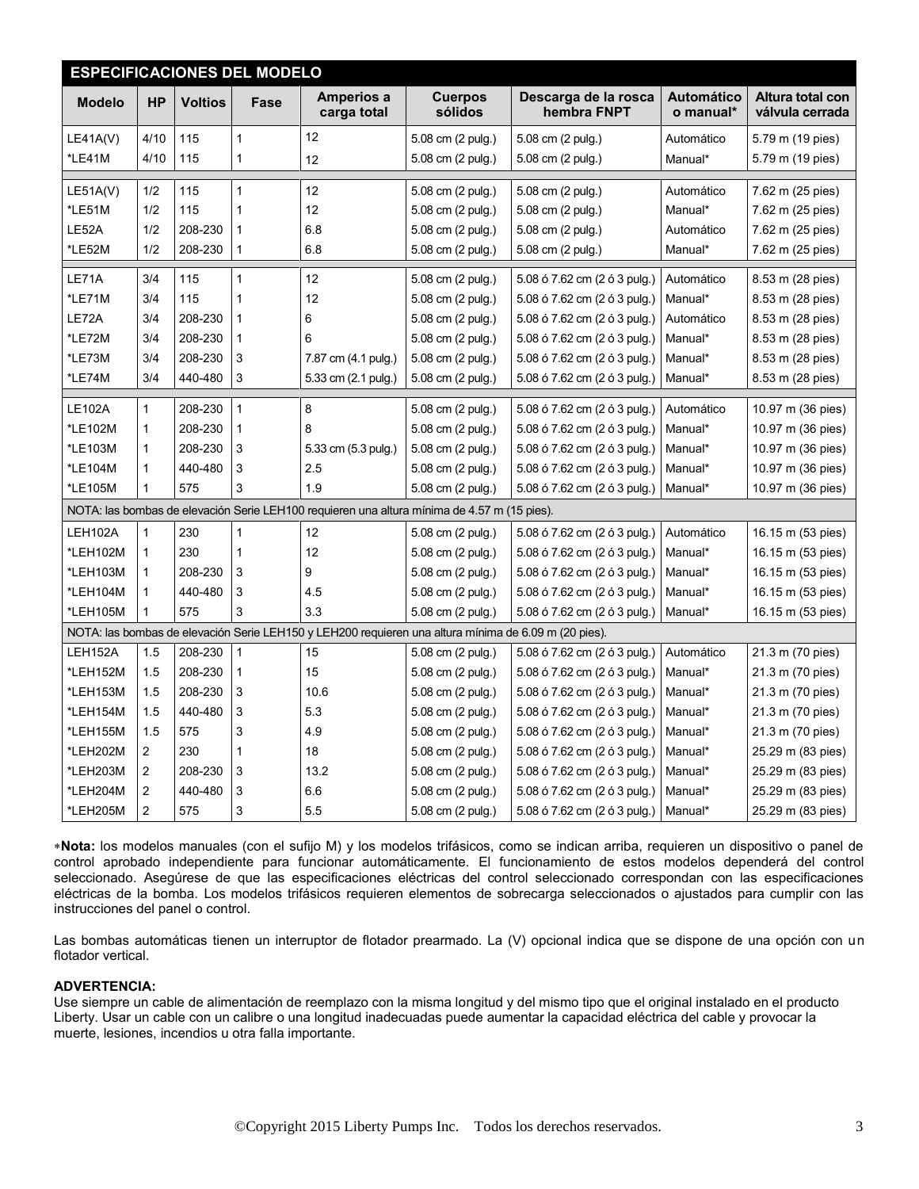| ESPECIFICACIONES DEL MODELO | | | | | | | | |
|---|---|---|---|---|---|---|---|---|
| **Modelo** | **HP** | **Voltios** | **Fase** | **Amperios a carga total** | **Cuerpos sólidos** | **Descarga de la rosca hembra FNPT** | **Automático o manual*** | **Altura total con válvula cerrada** |
| LE41A(V) | 4/10 | 115 | 1 | 12 | 5.08 cm (2 pulg.) | 5.08 cm (2 pulg.) | Automático | 5.79 m (19 pies) |
| *LE41M | 4/10 | 115 | 1 | 12 | 5.08 cm (2 pulg.) | 5.08 cm (2 pulg.) | Manual* | 5.79 m (19 pies) |
| LE51A(V) | 1/2 | 115 | 1 | 12 | 5.08 cm (2 pulg.) | 5.08 cm (2 pulg.) | Automático | 7.62 m (25 pies) |
| *LE51M | 1/2 | 115 | 1 | 12 | 5.08 cm (2 pulg.) | 5.08 cm (2 pulg.) | Manual* | 7.62 m (25 pies) |
| LE52A | 1/2 | 208-230 | 1 | 6.8 | 5.08 cm (2 pulg.) | 5.08 cm (2 pulg.) | Automático | 7.62 m (25 pies) |
| *LE52M | 1/2 | 208-230 | 1 | 6.8 | 5.08 cm (2 pulg.) | 5.08 cm (2 pulg.) | Manual* | 7.62 m (25 pies) |
| LE71A | 3/4 | 115 | 1 | 12 | 5.08 cm (2 pulg.) | 5.08 ó 7.62 cm (2 ó 3 pulg.) | Automático | 8.53 m (28 pies) |
| *LE71M | 3/4 | 115 | 1 | 12 | 5.08 cm (2 pulg.) | 5.08 ó 7.62 cm (2 ó 3 pulg.) | Manual* | 8.53 m (28 pies) |
| LE72A | 3/4 | 208-230 | 1 | 6 | 5.08 cm (2 pulg.) | 5.08 ó 7.62 cm (2 ó 3 pulg.) | Automático | 8.53 m (28 pies) |
| *LE72M | 3/4 | 208-230 | 1 | 6 | 5.08 cm (2 pulg.) | 5.08 ó 7.62 cm (2 ó 3 pulg.) | Manual* | 8.53 m (28 pies) |
| *LE73M | 3/4 | 208-230 | 3 | 7.87 cm (4.1 pulg.) | 5.08 cm (2 pulg.) | 5.08 ó 7.62 cm (2 ó 3 pulg.) | Manual* | 8.53 m (28 pies) |
| *LE74M | 3/4 | 440-480 | 3 | 5.33 cm (2.1 pulg.) | 5.08 cm (2 pulg.) | 5.08 ó 7.62 cm (2 ó 3 pulg.) | Manual* | 8.53 m (28 pies) |
| LE102A | 1 | 208-230 | 1 | 8 | 5.08 cm (2 pulg.) | 5.08 ó 7.62 cm (2 ó 3 pulg.) | Automático | 10.97 m (36 pies) |
| *LE102M | 1 | 208-230 | 1 | 8 | 5.08 cm (2 pulg.) | 5.08 ó 7.62 cm (2 ó 3 pulg.) | Manual* | 10.97 m (36 pies) |
| *LE103M | 1 | 208-230 | 3 | 5.33 cm (5.3 pulg.) | 5.08 cm (2 pulg.) | 5.08 ó 7.62 cm (2 ó 3 pulg.) | Manual* | 10.97 m (36 pies) |
| *LE104M | 1 | 440-480 | 3 | 2.5 | 5.08 cm (2 pulg.) | 5.08 ó 7.62 cm (2 ó 3 pulg.) | Manual* | 10.97 m (36 pies) |
| *LE105M | 1 | 575 | 3 | 1.9 | 5.08 cm (2 pulg.) | 5.08 ó 7.62 cm (2 ó 3 pulg.) | Manual* | 10.97 m (36 pies) |
| NOTA: las bombas de elevación Serie LEH100 requieren una altura mínima de 4.57 m (15 pies). | | | | | | | | |
| LEH102A | 1 | 230 | 1 | 12 | 5.08 cm (2 pulg.) | 5.08 ó 7.62 cm (2 ó 3 pulg.) | Automático | 16.15 m (53 pies) |
| *LEH102M | 1 | 230 | 1 | 12 | 5.08 cm (2 pulg.) | 5.08 ó 7.62 cm (2 ó 3 pulg.) | Manual* | 16.15 m (53 pies) |
| *LEH103M | 1 | 208-230 | 3 | 9 | 5.08 cm (2 pulg.) | 5.08 ó 7.62 cm (2 ó 3 pulg.) | Manual* | 16.15 m (53 pies) |
| *LEH104M | 1 | 440-480 | 3 | 4.5 | 5.08 cm (2 pulg.) | 5.08 ó 7.62 cm (2 ó 3 pulg.) | Manual* | 16.15 m (53 pies) |
| *LEH105M | 1 | 575 | 3 | 3.3 | 5.08 cm (2 pulg.) | 5.08 ó 7.62 cm (2 ó 3 pulg.) | Manual* | 16.15 m (53 pies) |
| NOTA: las bombas de elevación Serie LEH150 y LEH200 requieren una altura mínima de 6.09 m (20 pies). | | | | | | | | |
| LEH152A | 1.5 | 208-230 | 1 | 15 | 5.08 cm (2 pulg.) | 5.08 ó 7.62 cm (2 ó 3 pulg.) | Automático | 21.3 m (70 pies) |
| *LEH152M | 1.5 | 208-230 | 1 | 15 | 5.08 cm (2 pulg.) | 5.08 ó 7.62 cm (2 ó 3 pulg.) | Manual* | 21.3 m (70 pies) |
| *LEH153M | 1.5 | 208-230 | 3 | 10.6 | 5.08 cm (2 pulg.) | 5.08 ó 7.62 cm (2 ó 3 pulg.) | Manual* | 21.3 m (70 pies) |
| *LEH154M | 1.5 | 440-480 | 3 | 5.3 | 5.08 cm (2 pulg.) | 5.08 ó 7.62 cm (2 ó 3 pulg.) | Manual* | 21.3 m (70 pies) |
| *LEH155M | 1.5 | 575 | 3 | 4.9 | 5.08 cm (2 pulg.) | 5.08 ó 7.62 cm (2 ó 3 pulg.) | Manual* | 21.3 m (70 pies) |
| *LEH202M | 2 | 230 | 1 | 18 | 5.08 cm (2 pulg.) | 5.08 ó 7.62 cm (2 ó 3 pulg.) | Manual* | 25.29 m (83 pies) |
| *LEH203M | 2 | 208-230 | 3 | 13.2 | 5.08 cm (2 pulg.) | 5.08 ó 7.62 cm (2 ó 3 pulg.) | Manual* | 25.29 m (83 pies) |
| *LEH204M | 2 | 440-480 | 3 | 6.6 | 5.08 cm (2 pulg.) | 5.08 ó 7.62 cm (2 ó 3 pulg.) | Manual* | 25.29 m (83 pies) |
| *LEH205M | 2 | 575 | 3 | 5.5 | 5.08 cm (2 pulg.) | 5.08 ó 7.62 cm (2 ó 3 pulg.) | Manual* | 25.29 m (83 pies) |

∗**Nota:** los modelos manuales (con el sufijo M) y los modelos trifásicos, como se indican arriba, requieren un dispositivo o panel de control aprobado independiente para funcionar automáticamente. El funcionamiento de estos modelos dependerá del control seleccionado. Asegúrese de que las especificaciones eléctricas del control seleccionado correspondan con las especificaciones eléctricas de la bomba. Los modelos trifásicos requieren elementos de sobrecarga seleccionados o ajustados para cumplir con las instrucciones del panel o control.

Las bombas automáticas tienen un interruptor de flotador prearmado. La (V) opcional indica que se dispone de una opción con un flotador vertical.

**ADVERTENCIA:**
Use siempre un cable de alimentación de reemplazo con la misma longitud y del mismo tipo que el original instalado en el producto Liberty. Usar un cable con un calibre o una longitud inadecuadas puede aumentar la capacidad eléctrica del cable y provocar la muerte, lesiones, incendios u otra falla importante.

©Copyright 2015 Liberty Pumps Inc. Todos los derechos reservados.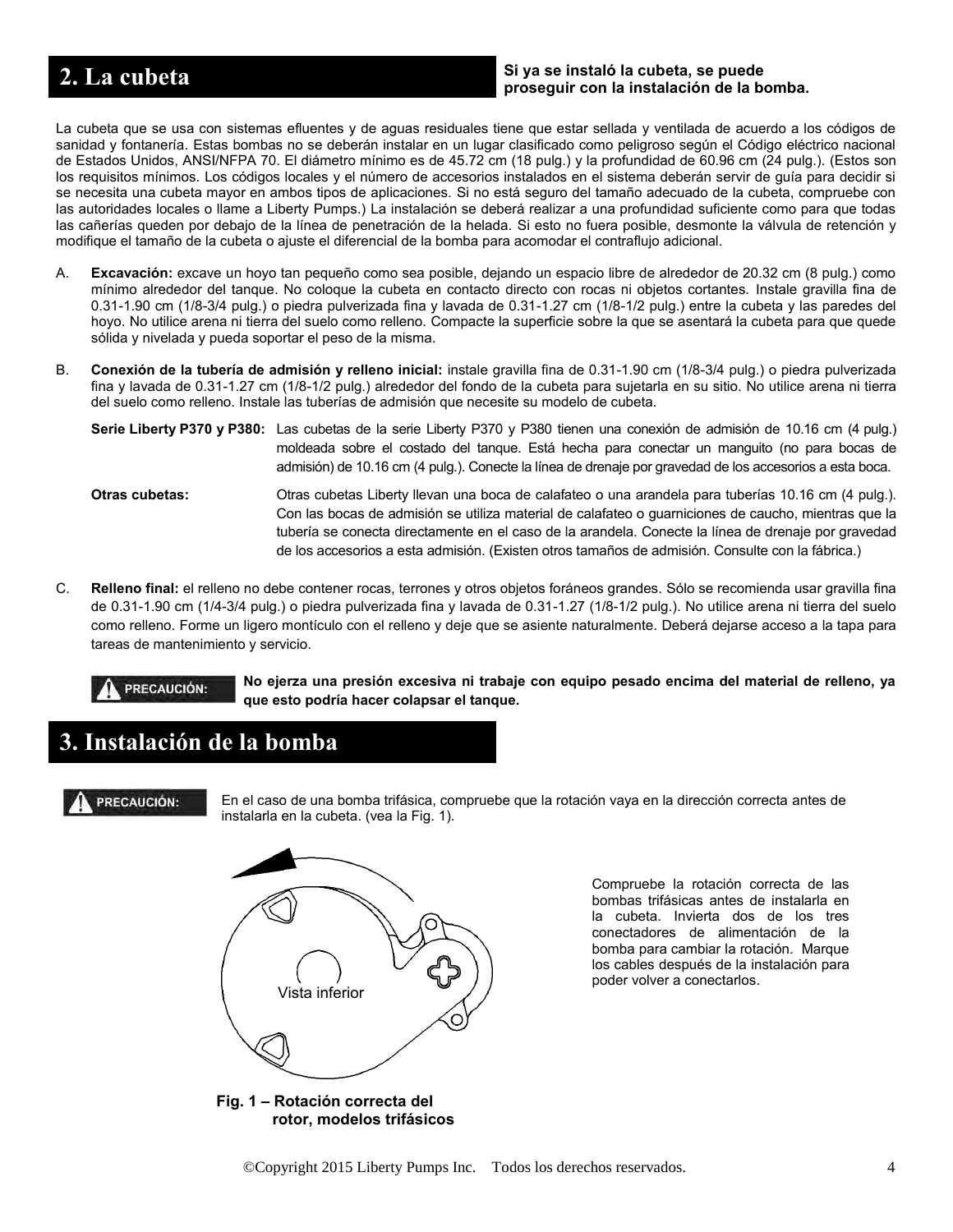## 2. La cubeta

**Si ya se instaló la cubeta, se puede proseguir con la instalación de la bomba.**

La cubeta que se usa con sistemas efluentes y de aguas residuales tiene que estar sellada y ventilada de acuerdo a los códigos de sanidad y fontanería. Estas bombas no se deberán instalar en un lugar clasificado como peligroso según el Código eléctrico nacional de Estados Unidos, ANSI/NFPA 70. El diámetro mínimo es de 45.72 cm (18 pulg.) y la profundidad de 60.96 cm (24 pulg.). (Estos son los requisitos mínimos. Los códigos locales y el número de accesorios instalados en el sistema deberán servir de guía para decidir si se necesita una cubeta mayor en ambos tipos de aplicaciones. Si no está seguro del tamaño adecuado de la cubeta, compruebe con las autoridades locales o llame a Liberty Pumps.) La instalación se deberá realizar a una profundidad suficiente como para que todas las cañerías queden por debajo de la línea de penetración de la helada. Si esto no fuera posible, desmonte la válvula de retención y modifique el tamaño de la cubeta o ajuste el diferencial de la bomba para acomodar el contraflujo adicional.

A. **Excavación:** excave un hoyo tan pequeño como sea posible, dejando un espacio libre de alrededor de 20.32 cm (8 pulg.) como mínimo alrededor del tanque. No coloque la cubeta en contacto directo con rocas ni objetos cortantes. Instale gravilla fina de 0.31-1.90 cm (1/8-3/4 pulg.) o piedra pulverizada fina y lavada de 0.31-1.27 cm (1/8-1/2 pulg.) entre la cubeta y las paredes del hoyo. No utilice arena ni tierra del suelo como relleno. Compacte la superficie sobre la que se asentará la cubeta para que quede sólida y nivelada y pueda soportar el peso de la misma.

B. **Conexión de la tubería de admisión y relleno inicial:** instale gravilla fina de 0.31-1.90 cm (1/8-3/4 pulg.) o piedra pulverizada fina y lavada de 0.31-1.27 cm (1/8-1/2 pulg.) alrededor del fondo de la cubeta para sujetarla en su sitio. No utilice arena ni tierra del suelo como relleno. Instale las tuberías de admisión que necesite su modelo de cubeta.

   **Serie Liberty P370 y P380:** Las cubetas de la serie Liberty P370 y P380 tienen una conexión de admisión de 10.16 cm (4 pulg.) moldeada sobre el costado del tanque. Está hecha para conectar un manguito (no para bocas de admisión) de 10.16 cm (4 pulg.). Conecte la línea de drenaje por gravedad de los accesorios a esta boca.

   **Otras cubetas:** Otras cubetas Liberty llevan una boca de calafateo o una arandela para tuberías 10.16 cm (4 pulg.). Con las bocas de admisión se utiliza material de calafateo o guarniciones de caucho, mientras que la tubería se conecta directamente en el caso de la arandela. Conecte la línea de drenaje por gravedad de los accesorios a esta admisión. (Existen otros tamaños de admisión. Consulte con la fábrica.)

C. **Relleno final:** el relleno no debe contener rocas, terrones y otros objetos foráneos grandes. Sólo se recomienda usar gravilla fina de 0.31-1.90 cm (1/4-3/4 pulg.) o piedra pulverizada fina y lavada de 0.31-1.27 (1/8-1/2 pulg.). No utilice arena ni tierra del suelo como relleno. Forme un ligero montículo con el relleno y deje que se asiente naturalmente. Deberá dejarse acceso a la tapa para tareas de mantenimiento y servicio.

**PRECAUCIÓN:** **No ejerza una presión excesiva ni trabaje con equipo pesado encima del material de relleno, ya que esto podría hacer colapsar el tanque.**

## 3. Instalación de la bomba

**PRECAUCIÓN:** En el caso de una bomba trifásica, compruebe que la rotación vaya en la dirección correcta antes de instalarla en la cubeta. (vea la Fig. 1).

Vista inferior

**Fig. 1 – Rotación correcta del rotor, modelos trifásicos**

Compruebe la rotación correcta de las bombas trifásicas antes de instalarla en la cubeta. Invierta dos de los tres conectadores de alimentación de la bomba para cambiar la rotación. Marque los cables después de la instalación para poder volver a conectarlos.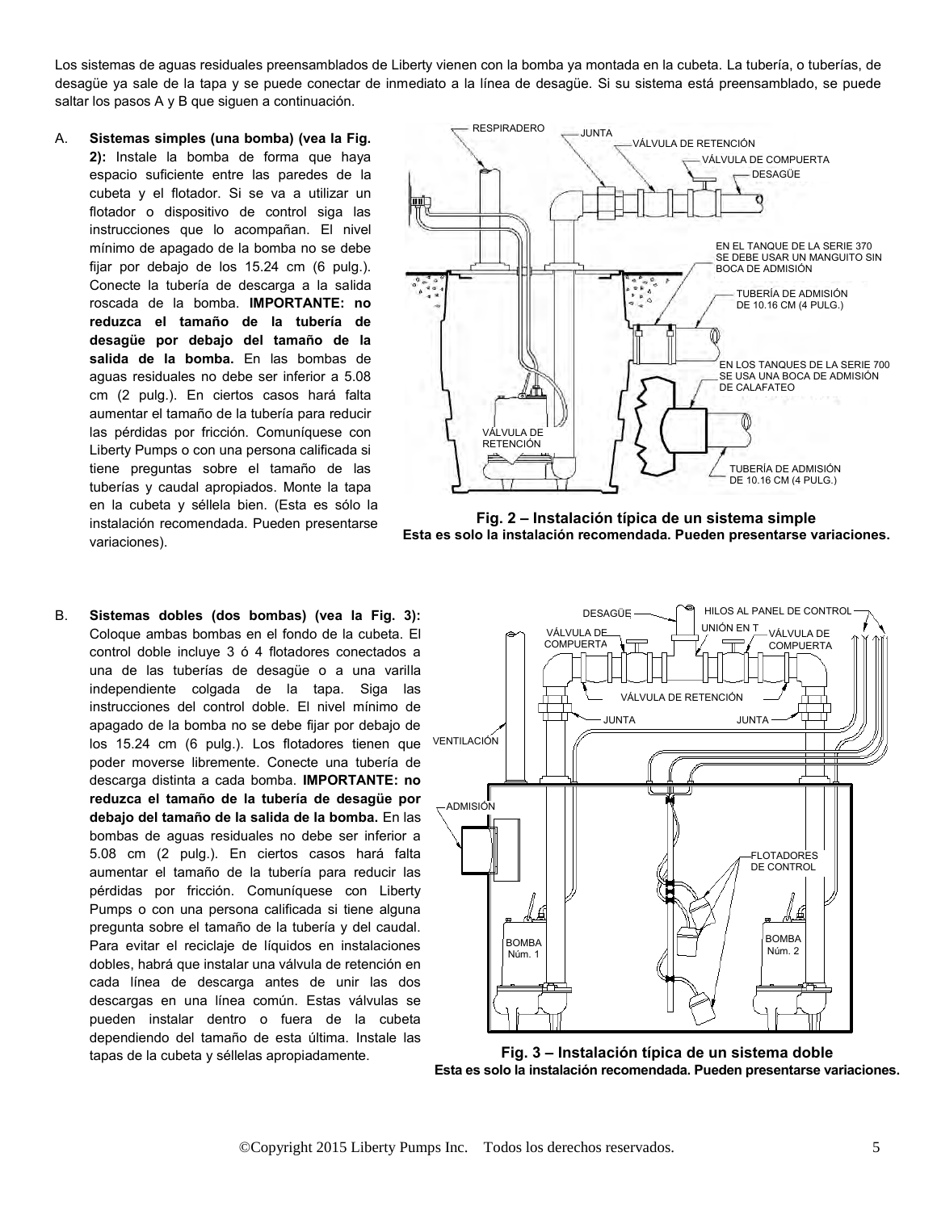Los sistemas de aguas residuales preensamblados de Liberty vienen con la bomba ya montada en la cubeta. La tubería, o tuberías, de desagüe ya sale de la tapa y se puede conectar de inmediato a la línea de desagüe. Si su sistema está preensamblado, se puede saltar los pasos A y B que siguen a continuación.

A. **Sistemas simples (una bomba) (vea la Fig. 2):** Instale la bomba de forma que haya espacio suficiente entre las paredes de la cubeta y el flotador. Si se va a utilizar un flotador o dispositivo de control siga las instrucciones que lo acompañan. El nivel mínimo de apagado de la bomba no se debe fijar por debajo de los 15.24 cm (6 pulg.). Conecte la tubería de descarga a la salida roscada de la bomba. **IMPORTANTE: no reduzca el tamaño de la tubería de desagüe por debajo del tamaño de la salida de la bomba.** En las bombas de aguas residuales no debe ser inferior a 5.08 cm (2 pulg.). En ciertos casos hará falta aumentar el tamaño de la tubería para reducir las pérdidas por fricción. Comuníquese con Liberty Pumps o con una persona calificada si tiene preguntas sobre el tamaño de las tuberías y caudal apropiados. Monte la tapa en la cubeta y séllela bien. (Esta es sólo la instalación recomendada. Pueden presentarse variaciones).

**Fig. 2 – Instalación típica de un sistema simple**
**Esta es solo la instalación recomendada. Pueden presentarse variaciones.**

B. **Sistemas dobles (dos bombas) (vea la Fig. 3):** Coloque ambas bombas en el fondo de la cubeta. El control doble incluye 3 ó 4 flotadores conectados a una de las tuberías de desagüe o a una varilla independiente colgada de la tapa. Siga las instrucciones del control doble. El nivel mínimo de apagado de la bomba no se debe fijar por debajo de los 15.24 cm (6 pulg.). Los flotadores tienen que poder moverse libremente. Conecte una tubería de descarga distinta a cada bomba. **IMPORTANTE: no reduzca el tamaño de la tubería de desagüe por debajo del tamaño de la salida de la bomba.** En las bombas de aguas residuales no debe ser inferior a 5.08 cm (2 pulg.). En ciertos casos hará falta aumentar el tamaño de la tubería para reducir las pérdidas por fricción. Comuníquese con Liberty Pumps o con una persona calificada si tiene alguna pregunta sobre el tamaño de la tubería y del caudal. Para evitar el reciclaje de líquidos en instalaciones dobles, habrá que instalar una válvula de retención en cada línea de descarga antes de unir las dos descargas en una línea común. Estas válvulas se pueden instalar dentro o fuera de la cubeta dependiendo del tamaño de esta última. Instale las tapas de la cubeta y séllelas apropiadamente.

**Fig. 3 – Instalación típica de un sistema doble**
**Esta es solo la instalación recomendada. Pueden presentarse variaciones.**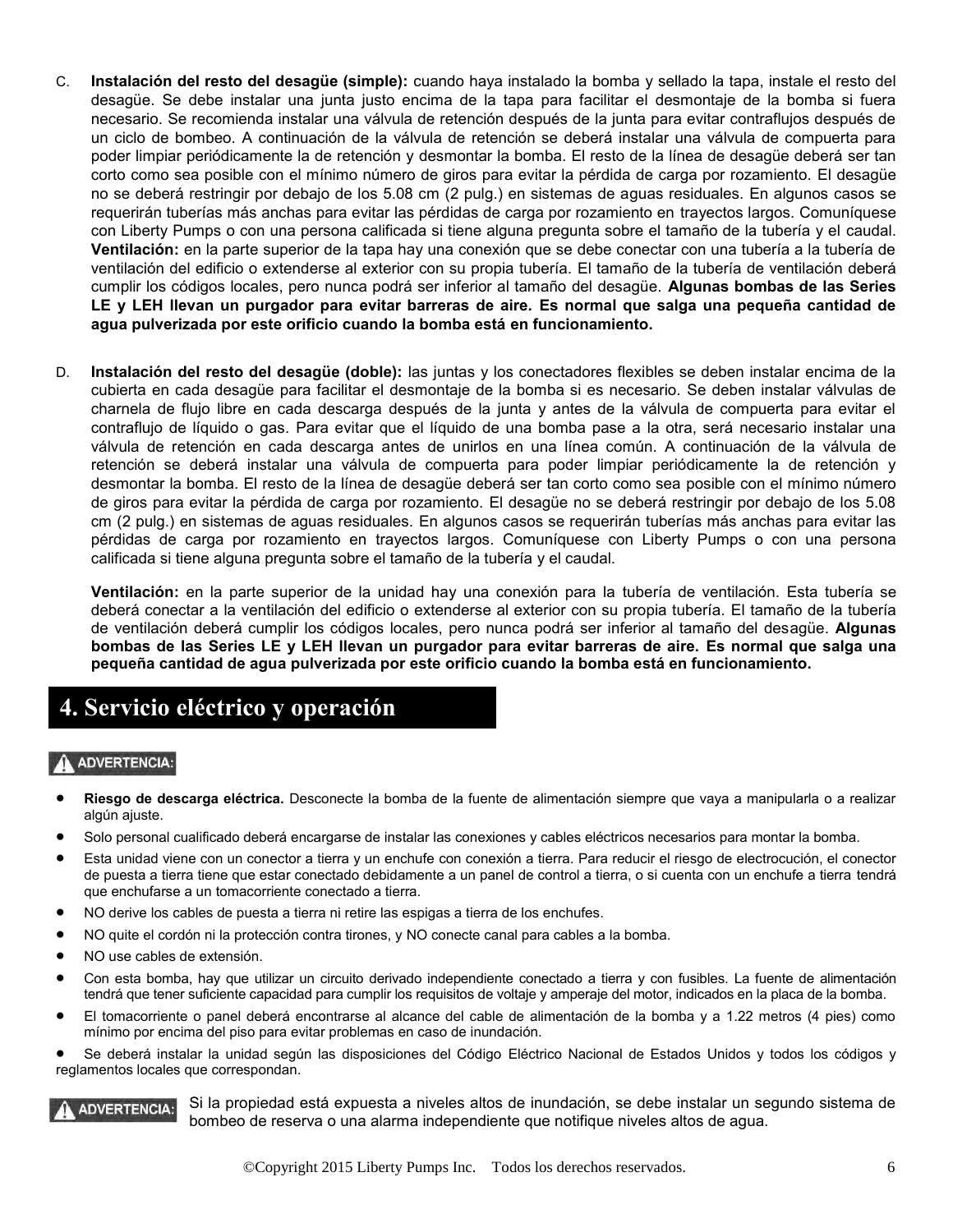C. **Instalación del resto del desagüe (simple):** cuando haya instalado la bomba y sellado la tapa, instale el resto del desagüe. Se debe instalar una junta justo encima de la tapa para facilitar el desmontaje de la bomba si fuera necesario. Se recomienda instalar una válvula de retención después de la junta para evitar contraflujos después de un ciclo de bombeo. A continuación de la válvula de retención se deberá instalar una válvula de compuerta para poder limpiar periódicamente la de retención y desmontar la bomba. El resto de la línea de desagüe deberá ser tan corto como sea posible con el mínimo número de giros para evitar la pérdida de carga por rozamiento. El desagüe no se deberá restringir por debajo de los 5.08 cm (2 pulg.) en sistemas de aguas residuales. En algunos casos se requerirán tuberías más anchas para evitar las pérdidas de carga por rozamiento en trayectos largos. Comuníquese con Liberty Pumps o con una persona calificada si tiene alguna pregunta sobre el tamaño de la tubería y el caudal. **Ventilación:** en la parte superior de la tapa hay una conexión que se debe conectar con una tubería a la tubería de ventilación del edificio o extenderse al exterior con su propia tubería. El tamaño de la tubería de ventilación deberá cumplir los códigos locales, pero nunca podrá ser inferior al tamaño del desagüe. **Algunas bombas de las Series LE y LEH llevan un purgador para evitar barreras de aire. Es normal que salga una pequeña cantidad de agua pulverizada por este orificio cuando la bomba está en funcionamiento.**

D. **Instalación del resto del desagüe (doble):** las juntas y los conectadores flexibles se deben instalar encima de la cubierta en cada desagüe para facilitar el desmontaje de la bomba si es necesario. Se deben instalar válvulas de charnela de flujo libre en cada descarga después de la junta y antes de la válvula de compuerta para evitar el contraflujo de líquido o gas. Para evitar que el líquido de una bomba pase a la otra, será necesario instalar una válvula de retención en cada descarga antes de unirlos en una línea común. A continuación de la válvula de retención se deberá instalar una válvula de compuerta para poder limpiar periódicamente la de retención y desmontar la bomba. El resto de la línea de desagüe deberá ser tan corto como sea posible con el mínimo número de giros para evitar la pérdida de carga por rozamiento. El desagüe no se deberá restringir por debajo de los 5.08 cm (2 pulg.) en sistemas de aguas residuales. En algunos casos se requerirán tuberías más anchas para evitar las pérdidas de carga por rozamiento en trayectos largos. Comuníquese con Liberty Pumps o con una persona calificada si tiene alguna pregunta sobre el tamaño de la tubería y el caudal.

**Ventilación:** en la parte superior de la unidad hay una conexión para la tubería de ventilación. Esta tubería se deberá conectar a la ventilación del edificio o extenderse al exterior con su propia tubería. El tamaño de la tubería de ventilación deberá cumplir los códigos locales, pero nunca podrá ser inferior al tamaño del desagüe. **Algunas bombas de las Series LE y LEH llevan un purgador para evitar barreras de aire. Es normal que salga una pequeña cantidad de agua pulverizada por este orificio cuando la bomba está en funcionamiento.**

## 4. Servicio eléctrico y operación

**⚠ ADVERTENCIA:**

- **Riesgo de descarga eléctrica.** Desconecte la bomba de la fuente de alimentación siempre que vaya a manipularla o a realizar algún ajuste.
- Solo personal cualificado deberá encargarse de instalar las conexiones y cables eléctricos necesarios para montar la bomba.
- Esta unidad viene con un conector a tierra y un enchufe con conexión a tierra. Para reducir el riesgo de electrocución, el conector de puesta a tierra tiene que estar conectado debidamente a un panel de control a tierra, o si cuenta con un enchufe a tierra tendrá que enchufarse a un tomacorriente conectado a tierra.
- NO derive los cables de puesta a tierra ni retire las espigas a tierra de los enchufes.
- NO quite el cordón ni la protección contra tirones, y NO conecte canal para cables a la bomba.
- NO use cables de extensión.
- Con esta bomba, hay que utilizar un circuito derivado independiente conectado a tierra y con fusibles. La fuente de alimentación tendrá que tener suficiente capacidad para cumplir los requisitos de voltaje y amperaje del motor, indicados en la placa de la bomba.
- El tomacorriente o panel deberá encontrarse al alcance del cable de alimentación de la bomba y a 1.22 metros (4 pies) como mínimo por encima del piso para evitar problemas en caso de inundación.
- Se deberá instalar la unidad según las disposiciones del Código Eléctrico Nacional de Estados Unidos y todos los códigos y reglamentos locales que correspondan.

**⚠ ADVERTENCIA:** Si la propiedad está expuesta a niveles altos de inundación, se debe instalar un segundo sistema de bombeo de reserva o una alarma independiente que notifique niveles altos de agua.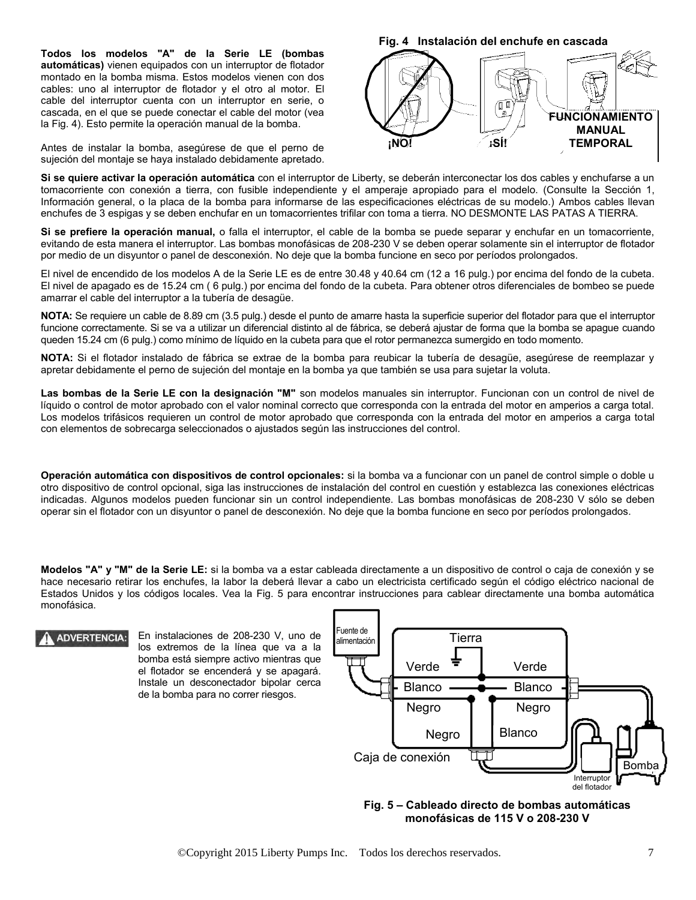**Todos los modelos "A" de la Serie LE (bombas automáticas)** vienen equipados con un interruptor de flotador montado en la bomba misma. Estos modelos vienen con dos cables: uno al interruptor de flotador y el otro al motor. El cable del interruptor cuenta con un interruptor en serie, o cascada, en el que se puede conectar el cable del motor (vea la Fig. 4). Esto permite la operación manual de la bomba.

Antes de instalar la bomba, asegúrese de que el perno de sujeción del montaje se haya instalado debidamente apretado.

**Fig. 4 Instalación del enchufe en cascada**

¡NO! ¡SÍ! FUNCIONAMIENTO MANUAL TEMPORAL

**Si se quiere activar la operación automática** con el interruptor de Liberty, se deberán interconectar los dos cables y enchufarse a un tomacorriente con conexión a tierra, con fusible independiente y el amperaje apropiado para el modelo. (Consulte la Sección 1, Información general, o la placa de la bomba para informarse de las especificaciones eléctricas de su modelo.) Ambos cables llevan enchufes de 3 espigas y se deben enchufar en un tomacorrientes trifilar con toma a tierra. NO DESMONTE LAS PATAS A TIERRA.

**Si se prefiere la operación manual,** o falla el interruptor, el cable de la bomba se puede separar y enchufar en un tomacorriente, evitando de esta manera el interruptor. Las bombas monofásicas de 208-230 V se deben operar solamente sin el interruptor de flotador por medio de un disyuntor o panel de desconexión. No deje que la bomba funcione en seco por períodos prolongados.

El nivel de encendido de los modelos A de la Serie LE es de entre 30.48 y 40.64 cm (12 a 16 pulg.) por encima del fondo de la cubeta. El nivel de apagado es de 15.24 cm ( 6 pulg.) por encima del fondo de la cubeta. Para obtener otros diferenciales de bombeo se puede amarrar el cable del interruptor a la tubería de desagüe.

**NOTA:** Se requiere un cable de 8.89 cm (3.5 pulg.) desde el punto de amarre hasta la superficie superior del flotador para que el interruptor funcione correctamente. Si se va a utilizar un diferencial distinto al de fábrica, se deberá ajustar de forma que la bomba se apague cuando queden 15.24 cm (6 pulg.) como mínimo de líquido en la cubeta para que el rotor permanezca sumergido en todo momento.

**NOTA:** Si el flotador instalado de fábrica se extrae de la bomba para reubicar la tubería de desagüe, asegúrese de reemplazar y apretar debidamente el perno de sujeción del montaje en la bomba ya que también se usa para sujetar la voluta.

**Las bombas de la Serie LE con la designación "M"** son modelos manuales sin interruptor. Funcionan con un control de nivel de líquido o control de motor aprobado con el valor nominal correcto que corresponda con la entrada del motor en amperios a carga total. Los modelos trifásicos requieren un control de motor aprobado que corresponda con la entrada del motor en amperios a carga total con elementos de sobrecarga seleccionados o ajustados según las instrucciones del control.

**Operación automática con dispositivos de control opcionales:** si la bomba va a funcionar con un panel de control simple o doble u otro dispositivo de control opcional, siga las instrucciones de instalación del control en cuestión y establezca las conexiones eléctricas indicadas. Algunos modelos pueden funcionar sin un control independiente. Las bombas monofásicas de 208-230 V sólo se deben operar sin el flotador con un disyuntor o panel de desconexión. No deje que la bomba funcione en seco por períodos prolongados.

**Modelos "A" y "M" de la Serie LE:** si la bomba va a estar cableada directamente a un dispositivo de control o caja de conexión y se hace necesario retirar los enchufes, la labor la deberá llevar a cabo un electricista certificado según el código eléctrico nacional de Estados Unidos y los códigos locales. Vea la Fig. 5 para encontrar instrucciones para cablear directamente una bomba automática monofásica.

**ADVERTENCIA:** En instalaciones de 208-230 V, uno de los extremos de la línea que va a la bomba está siempre activo mientras que el flotador se encenderá y se apagará. Instale un desconectador bipolar cerca de la bomba para no correr riesgos.

Fuente de alimentación — Tierra — Verde — Verde — Blanco — Blanco — Negro — Negro — Negro — Blanco — Caja de conexión — Interruptor del flotador — Bomba

**Fig. 5 – Cableado directo de bombas automáticas monofásicas de 115 V o 208-230 V**

©Copyright 2015 Liberty Pumps Inc. Todos los derechos reservados.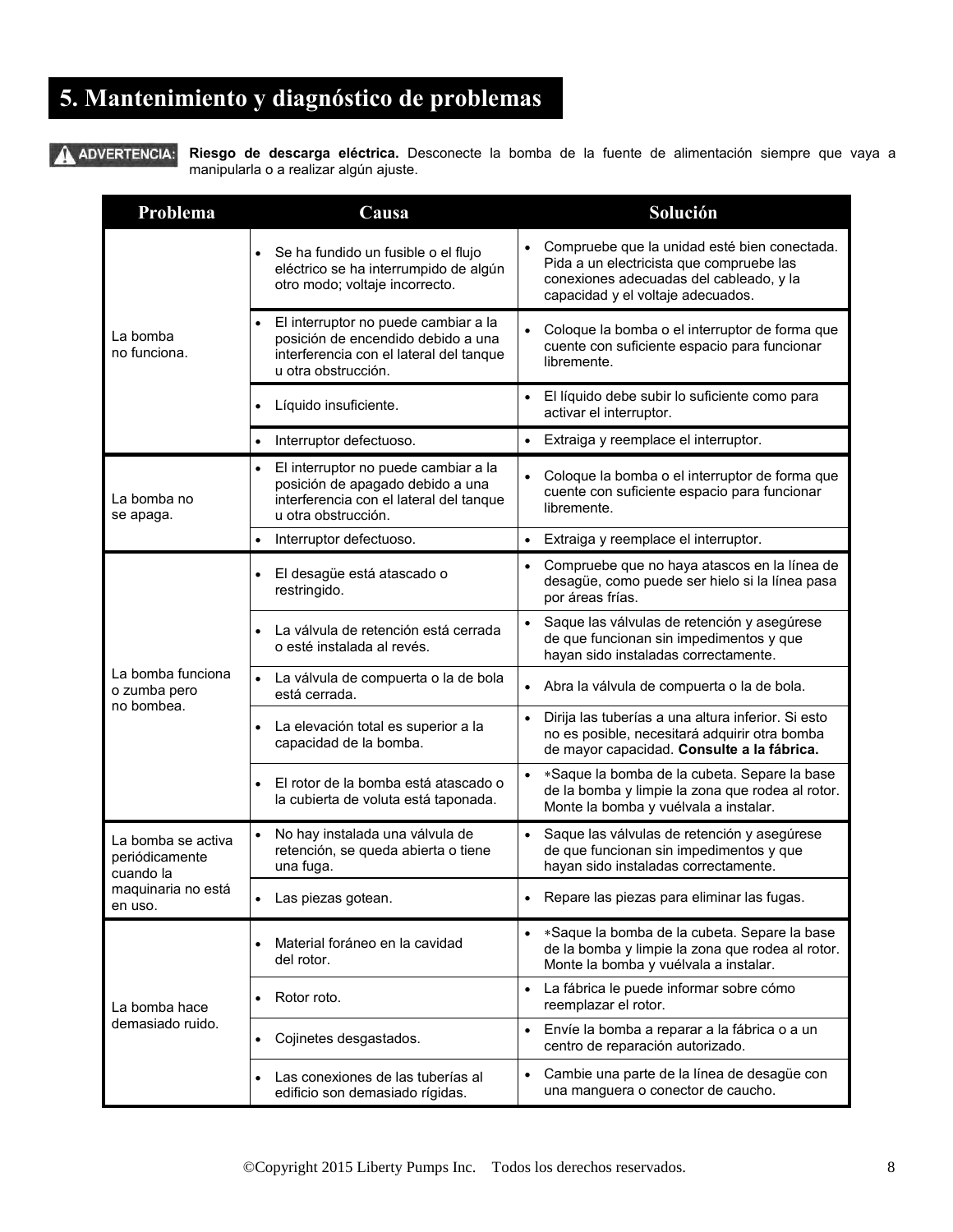# 5. Mantenimiento y diagnóstico de problemas

**ADVERTENCIA:** **Riesgo de descarga eléctrica.** Desconecte la bomba de la fuente de alimentación siempre que vaya a manipularla o a realizar algún ajuste.

| Problema | Causa | Solución |
|---|---|---|
| La bomba no funciona. | • Se ha fundido un fusible o el flujo eléctrico se ha interrumpido de algún otro modo; voltaje incorrecto. | • Compruebe que la unidad esté bien conectada. Pida a un electricista que compruebe las conexiones adecuadas del cableado, y la capacidad y el voltaje adecuados. |
| | • El interruptor no puede cambiar a la posición de encendido debido a una interferencia con el lateral del tanque u otra obstrucción. | • Coloque la bomba o el interruptor de forma que cuente con suficiente espacio para funcionar libremente. |
| | • Líquido insuficiente. | • El líquido debe subir lo suficiente como para activar el interruptor. |
| | • Interruptor defectuoso. | • Extraiga y reemplace el interruptor. |
| La bomba no se apaga. | • El interruptor no puede cambiar a la posición de apagado debido a una interferencia con el lateral del tanque u otra obstrucción. | • Coloque la bomba o el interruptor de forma que cuente con suficiente espacio para funcionar libremente. |
| | • Interruptor defectuoso. | • Extraiga y reemplace el interruptor. |
| La bomba funciona o zumba pero no bombea. | • El desagüe está atascado o restringido. | • Compruebe que no haya atascos en la línea de desagüe, como puede ser hielo si la línea pasa por áreas frías. |
| | • La válvula de retención está cerrada o esté instalada al revés. | • Saque las válvulas de retención y asegúrese de que funcionan sin impedimentos y que hayan sido instaladas correctamente. |
| | • La válvula de compuerta o la de bola está cerrada. | • Abra la válvula de compuerta o la de bola. |
| | • La elevación total es superior a la capacidad de la bomba. | • Dirija las tuberías a una altura inferior. Si esto no es posible, necesitará adquirir otra bomba de mayor capacidad. **Consulte a la fábrica.** |
| | • El rotor de la bomba está atascado o la cubierta de voluta está taponada. | • *Saque la bomba de la cubeta. Separe la base de la bomba y limpie la zona que rodea al rotor. Monte la bomba y vuélvala a instalar. |
| La bomba se activa periódicamente cuando la maquinaria no está en uso. | • No hay instalada una válvula de retención, se queda abierta o tiene una fuga. | • Saque las válvulas de retención y asegúrese de que funcionan sin impedimentos y que hayan sido instaladas correctamente. |
| | • Las piezas gotean. | • Repare las piezas para eliminar las fugas. |
| La bomba hace demasiado ruido. | • Material foráneo en la cavidad del rotor. | • *Saque la bomba de la cubeta. Separe la base de la bomba y limpie la zona que rodea al rotor. Monte la bomba y vuélvala a instalar. |
| | • Rotor roto. | • La fábrica le puede informar sobre cómo reemplazar el rotor. |
| | • Cojinetes desgastados. | • Envíe la bomba a reparar a la fábrica o a un centro de reparación autorizado. |
| | • Las conexiones de las tuberías al edificio son demasiado rígidas. | • Cambie una parte de la línea de desagüe con una manguera o conector de caucho. |

©Copyright 2015 Liberty Pumps Inc. Todos los derechos reservados.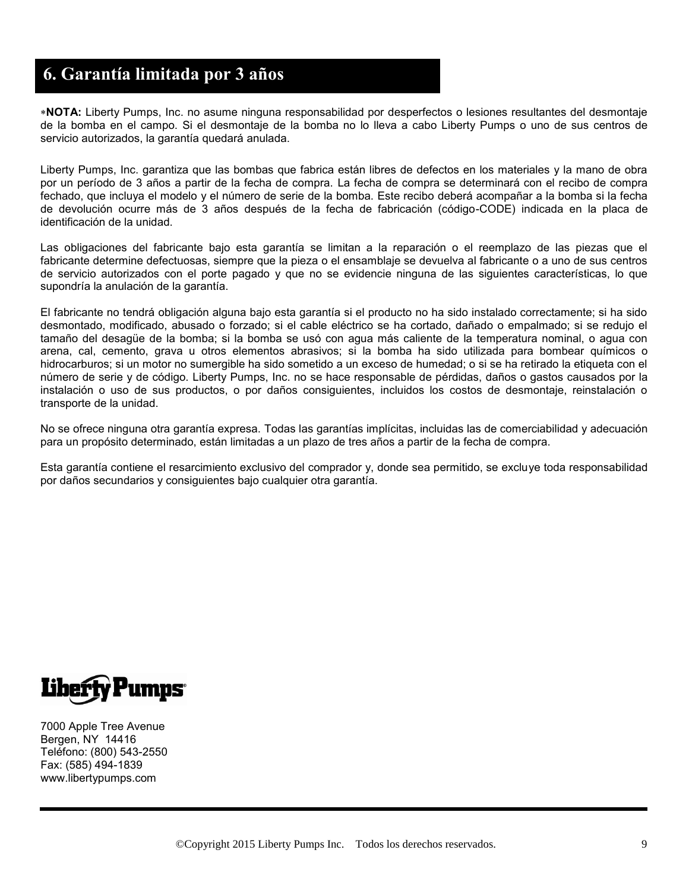## 6. Garantía limitada por 3 años

∗**NOTA:** Liberty Pumps, Inc. no asume ninguna responsabilidad por desperfectos o lesiones resultantes del desmontaje de la bomba en el campo. Si el desmontaje de la bomba no lo lleva a cabo Liberty Pumps o uno de sus centros de servicio autorizados, la garantía quedará anulada.

Liberty Pumps, Inc. garantiza que las bombas que fabrica están libres de defectos en los materiales y la mano de obra por un período de 3 años a partir de la fecha de compra. La fecha de compra se determinará con el recibo de compra fechado, que incluya el modelo y el número de serie de la bomba. Este recibo deberá acompañar a la bomba si la fecha de devolución ocurre más de 3 años después de la fecha de fabricación (código-CODE) indicada en la placa de identificación de la unidad.

Las obligaciones del fabricante bajo esta garantía se limitan a la reparación o el reemplazo de las piezas que el fabricante determine defectuosas, siempre que la pieza o el ensamblaje se devuelva al fabricante o a uno de sus centros de servicio autorizados con el porte pagado y que no se evidencie ninguna de las siguientes características, lo que supondría la anulación de la garantía.

El fabricante no tendrá obligación alguna bajo esta garantía si el producto no ha sido instalado correctamente; si ha sido desmontado, modificado, abusado o forzado; si el cable eléctrico se ha cortado, dañado o empalmado; si se redujo el tamaño del desagüe de la bomba; si la bomba se usó con agua más caliente de la temperatura nominal, o agua con arena, cal, cemento, grava u otros elementos abrasivos; si la bomba ha sido utilizada para bombear químicos o hidrocarburos; si un motor no sumergible ha sido sometido a un exceso de humedad; o si se ha retirado la etiqueta con el número de serie y de código. Liberty Pumps, Inc. no se hace responsable de pérdidas, daños o gastos causados por la instalación o uso de sus productos, o por daños consiguientes, incluidos los costos de desmontaje, reinstalación o transporte de la unidad.

No se ofrece ninguna otra garantía expresa. Todas las garantías implícitas, incluidas las de comerciabilidad y adecuación para un propósito determinado, están limitadas a un plazo de tres años a partir de la fecha de compra.

Esta garantía contiene el resarcimiento exclusivo del comprador y, donde sea permitido, se excluye toda responsabilidad por daños secundarios y consiguientes bajo cualquier otra garantía.

**Liberty Pumps®**

7000 Apple Tree Avenue
Bergen, NY 14416
Teléfono: (800) 543-2550
Fax: (585) 494-1839
www.libertypumps.com

©Copyright 2015 Liberty Pumps Inc. Todos los derechos reservados.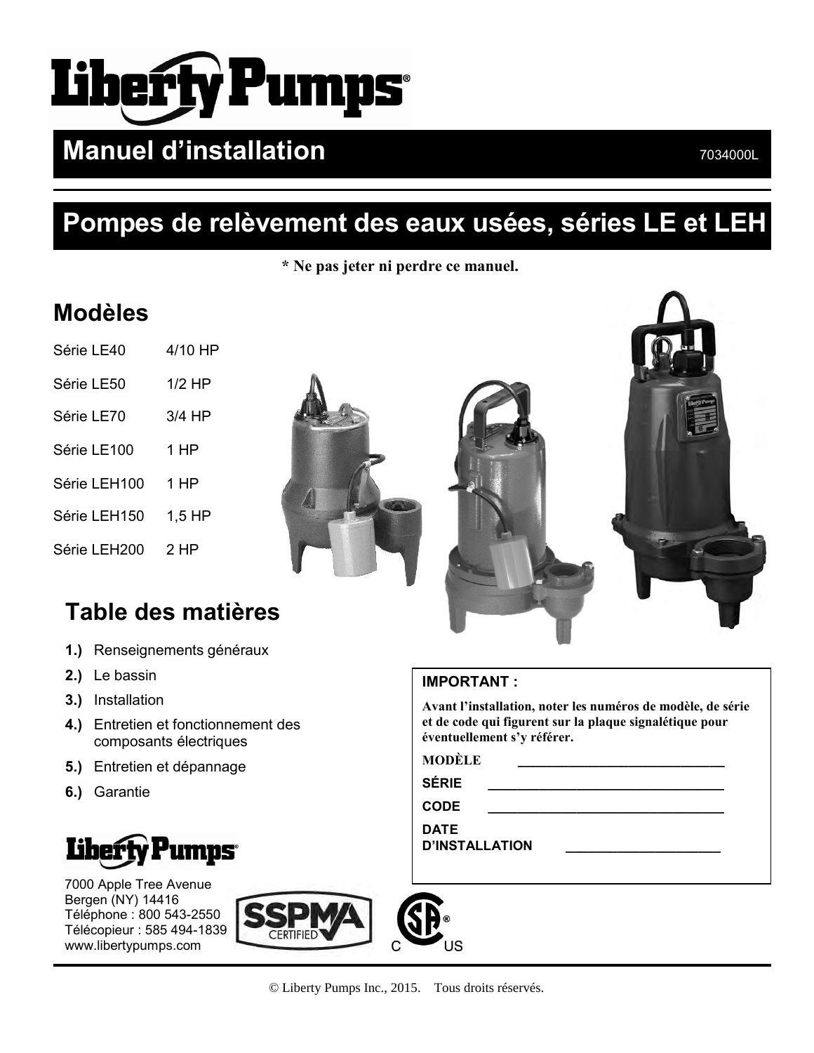# Liberty Pumps®

## Manuel d'installation

7034000L

## Pompes de relèvement des eaux usées, séries LE et LEH

**\* Ne pas jeter ni perdre ce manuel.**

## Modèles

| | |
|---|---|
| Série LE40 | 4/10 HP |
| Série LE50 | 1/2 HP |
| Série LE70 | 3/4 HP |
| Série LE100 | 1 HP |
| Série LEH100 | 1 HP |
| Série LEH150 | 1,5 HP |
| Série LEH200 | 2 HP |

## Table des matières

1. Renseignements généraux
2. Le bassin
3. Installation
4. Entretien et fonctionnement des composants électriques
5. Entretien et dépannage
6. Garantie

**IMPORTANT :**

**Avant l'installation, noter les numéros de modèle, de série et de code qui figurent sur la plaque signalétique pour éventuellement s'y référer.**

**MODÈLE** ______________________________

**SÉRIE** ______________________________

**CODE** ______________________________

**DATE D'INSTALLATION** ____________________

**Liberty Pumps®**

7000 Apple Tree Avenue
Bergen (NY) 14416
Téléphone : 800 543-2550
Télécopieur : 585 494-1839
www.libertypumps.com

SSPMA CERTIFIED

© Liberty Pumps Inc., 2015. Tous droits réservés.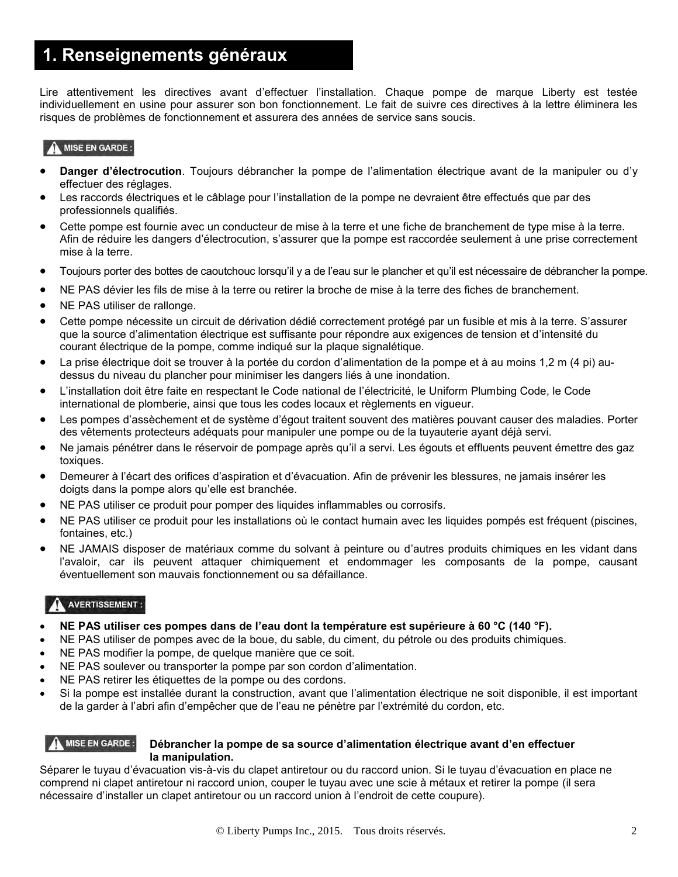# 1. Renseignements généraux

Lire attentivement les directives avant d'effectuer l'installation. Chaque pompe de marque Liberty est testée individuellement en usine pour assurer son bon fonctionnement. Le fait de suivre ces directives à la lettre éliminera les risques de problèmes de fonctionnement et assurera des années de service sans soucis.

**⚠ MISE EN GARDE :**

- **Danger d'électrocution**. Toujours débrancher la pompe de l'alimentation électrique avant de la manipuler ou d'y effectuer des réglages.
- Les raccords électriques et le câblage pour l'installation de la pompe ne devraient être effectués que par des professionnels qualifiés.
- Cette pompe est fournie avec un conducteur de mise à la terre et une fiche de branchement de type mise à la terre. Afin de réduire les dangers d'électrocution, s'assurer que la pompe est raccordée seulement à une prise correctement mise à la terre.
- Toujours porter des bottes de caoutchouc lorsqu'il y a de l'eau sur le plancher et qu'il est nécessaire de débrancher la pompe.
- NE PAS dévier les fils de mise à la terre ou retirer la broche de mise à la terre des fiches de branchement.
- NE PAS utiliser de rallonge.
- Cette pompe nécessite un circuit de dérivation dédié correctement protégé par un fusible et mis à la terre. S'assurer que la source d'alimentation électrique est suffisante pour répondre aux exigences de tension et d'intensité du courant électrique de la pompe, comme indiqué sur la plaque signalétique.
- La prise électrique doit se trouver à la portée du cordon d'alimentation de la pompe et à au moins 1,2 m (4 pi) au-dessus du niveau du plancher pour minimiser les dangers liés à une inondation.
- L'installation doit être faite en respectant le Code national de l'électricité, le Uniform Plumbing Code, le Code international de plomberie, ainsi que tous les codes locaux et règlements en vigueur.
- Les pompes d'assèchement et de système d'égout traitent souvent des matières pouvant causer des maladies. Porter des vêtements protecteurs adéquats pour manipuler une pompe ou de la tuyauterie ayant déjà servi.
- Ne jamais pénétrer dans le réservoir de pompage après qu'il a servi. Les égouts et effluents peuvent émettre des gaz toxiques.
- Demeurer à l'écart des orifices d'aspiration et d'évacuation. Afin de prévenir les blessures, ne jamais insérer les doigts dans la pompe alors qu'elle est branchée.
- NE PAS utiliser ce produit pour pomper des liquides inflammables ou corrosifs.
- NE PAS utiliser ce produit pour les installations où le contact humain avec les liquides pompés est fréquent (piscines, fontaines, etc.)
- NE JAMAIS disposer de matériaux comme du solvant à peinture ou d'autres produits chimiques en les vidant dans l'avaloir, car ils peuvent attaquer chimiquement et endommager les composants de la pompe, causant éventuellement son mauvais fonctionnement ou sa défaillance.

**⚠ AVERTISSEMENT :**

- **NE PAS utiliser ces pompes dans de l'eau dont la température est supérieure à 60 °C (140 °F).**
- NE PAS utiliser de pompes avec de la boue, du sable, du ciment, du pétrole ou des produits chimiques.
- NE PAS modifier la pompe, de quelque manière que ce soit.
- NE PAS soulever ou transporter la pompe par son cordon d'alimentation.
- NE PAS retirer les étiquettes de la pompe ou des cordons.
- Si la pompe est installée durant la construction, avant que l'alimentation électrique ne soit disponible, il est important de la garder à l'abri afin d'empêcher que de l'eau ne pénètre par l'extrémité du cordon, etc.

**⚠ MISE EN GARDE :** **Débrancher la pompe de sa source d'alimentation électrique avant d'en effectuer la manipulation.**

Séparer le tuyau d'évacuation vis-à-vis du clapet antiretour ou du raccord union. Si le tuyau d'évacuation en place ne comprend ni clapet antiretour ni raccord union, couper le tuyau avec une scie à métaux et retirer la pompe (il sera nécessaire d'installer un clapet antiretour ou un raccord union à l'endroit de cette coupure).

© Liberty Pumps Inc., 2015. Tous droits réservés.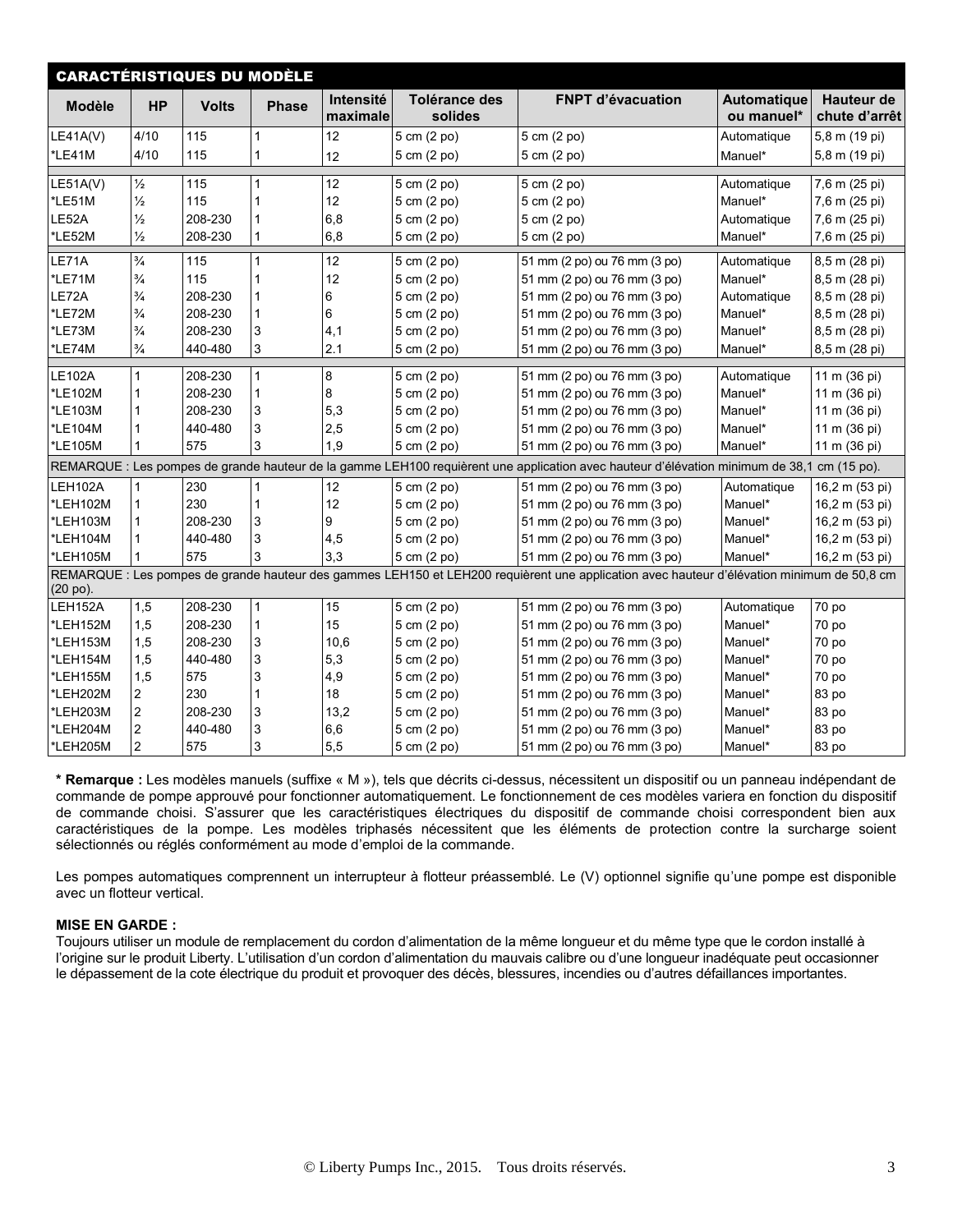## CARACTÉRISTIQUES DU MODÈLE

| Modèle | HP | Volts | Phase | Intensité maximale | Tolérance des solides | FNPT d'évacuation | Automatique ou manuel* | Hauteur de chute d'arrêt |
|---|---|---|---|---|---|---|---|---|
| LE41A(V) | 4/10 | 115 | 1 | 12 | 5 cm (2 po) | 5 cm (2 po) | Automatique | 5,8 m (19 pi) |
| *LE41M | 4/10 | 115 | 1 | 12 | 5 cm (2 po) | 5 cm (2 po) | Manuel* | 5,8 m (19 pi) |
| LE51A(V) | ½ | 115 | 1 | 12 | 5 cm (2 po) | 5 cm (2 po) | Automatique | 7,6 m (25 pi) |
| *LE51M | ½ | 115 | 1 | 12 | 5 cm (2 po) | 5 cm (2 po) | Manuel* | 7,6 m (25 pi) |
| LE52A | ½ | 208-230 | 1 | 6,8 | 5 cm (2 po) | 5 cm (2 po) | Automatique | 7,6 m (25 pi) |
| *LE52M | ½ | 208-230 | 1 | 6,8 | 5 cm (2 po) | 5 cm (2 po) | Manuel* | 7,6 m (25 pi) |
| LE71A | ¾ | 115 | 1 | 12 | 5 cm (2 po) | 51 mm (2 po) ou 76 mm (3 po) | Automatique | 8,5 m (28 pi) |
| *LE71M | ¾ | 115 | 1 | 12 | 5 cm (2 po) | 51 mm (2 po) ou 76 mm (3 po) | Manuel* | 8,5 m (28 pi) |
| LE72A | ¾ | 208-230 | 1 | 6 | 5 cm (2 po) | 51 mm (2 po) ou 76 mm (3 po) | Automatique | 8,5 m (28 pi) |
| *LE72M | ¾ | 208-230 | 1 | 6 | 5 cm (2 po) | 51 mm (2 po) ou 76 mm (3 po) | Manuel* | 8,5 m (28 pi) |
| *LE73M | ¾ | 208-230 | 3 | 4,1 | 5 cm (2 po) | 51 mm (2 po) ou 76 mm (3 po) | Manuel* | 8,5 m (28 pi) |
| *LE74M | ¾ | 440-480 | 3 | 2.1 | 5 cm (2 po) | 51 mm (2 po) ou 76 mm (3 po) | Manuel* | 8,5 m (28 pi) |
| LE102A | 1 | 208-230 | 1 | 8 | 5 cm (2 po) | 51 mm (2 po) ou 76 mm (3 po) | Automatique | 11 m (36 pi) |
| *LE102M | 1 | 208-230 | 1 | 8 | 5 cm (2 po) | 51 mm (2 po) ou 76 mm (3 po) | Manuel* | 11 m (36 pi) |
| *LE103M | 1 | 208-230 | 3 | 5,3 | 5 cm (2 po) | 51 mm (2 po) ou 76 mm (3 po) | Manuel* | 11 m (36 pi) |
| *LE104M | 1 | 440-480 | 3 | 2,5 | 5 cm (2 po) | 51 mm (2 po) ou 76 mm (3 po) | Manuel* | 11 m (36 pi) |
| *LE105M | 1 | 575 | 3 | 1,9 | 5 cm (2 po) | 51 mm (2 po) ou 76 mm (3 po) | Manuel* | 11 m (36 pi) |
| REMARQUE : Les pompes de grande hauteur de la gamme LEH100 requièrent une application avec hauteur d'élévation minimum de 38,1 cm (15 po). | | | | | | | | |
| LEH102A | 1 | 230 | 1 | 12 | 5 cm (2 po) | 51 mm (2 po) ou 76 mm (3 po) | Automatique | 16,2 m (53 pi) |
| *LEH102M | 1 | 230 | 1 | 12 | 5 cm (2 po) | 51 mm (2 po) ou 76 mm (3 po) | Manuel* | 16,2 m (53 pi) |
| *LEH103M | 1 | 208-230 | 3 | 9 | 5 cm (2 po) | 51 mm (2 po) ou 76 mm (3 po) | Manuel* | 16,2 m (53 pi) |
| *LEH104M | 1 | 440-480 | 3 | 4,5 | 5 cm (2 po) | 51 mm (2 po) ou 76 mm (3 po) | Manuel* | 16,2 m (53 pi) |
| *LEH105M | 1 | 575 | 3 | 3,3 | 5 cm (2 po) | 51 mm (2 po) ou 76 mm (3 po) | Manuel* | 16,2 m (53 pi) |
| REMARQUE : Les pompes de grande hauteur des gammes LEH150 et LEH200 requièrent une application avec hauteur d'élévation minimum de 50,8 cm (20 po). | | | | | | | | |
| LEH152A | 1,5 | 208-230 | 1 | 15 | 5 cm (2 po) | 51 mm (2 po) ou 76 mm (3 po) | Automatique | 70 po |
| *LEH152M | 1,5 | 208-230 | 1 | 15 | 5 cm (2 po) | 51 mm (2 po) ou 76 mm (3 po) | Manuel* | 70 po |
| *LEH153M | 1,5 | 208-230 | 3 | 10,6 | 5 cm (2 po) | 51 mm (2 po) ou 76 mm (3 po) | Manuel* | 70 po |
| *LEH154M | 1,5 | 440-480 | 3 | 5,3 | 5 cm (2 po) | 51 mm (2 po) ou 76 mm (3 po) | Manuel* | 70 po |
| *LEH155M | 1,5 | 575 | 3 | 4,9 | 5 cm (2 po) | 51 mm (2 po) ou 76 mm (3 po) | Manuel* | 70 po |
| *LEH202M | 2 | 230 | 1 | 18 | 5 cm (2 po) | 51 mm (2 po) ou 76 mm (3 po) | Manuel* | 83 po |
| *LEH203M | 2 | 208-230 | 3 | 13,2 | 5 cm (2 po) | 51 mm (2 po) ou 76 mm (3 po) | Manuel* | 83 po |
| *LEH204M | 2 | 440-480 | 3 | 6,6 | 5 cm (2 po) | 51 mm (2 po) ou 76 mm (3 po) | Manuel* | 83 po |
| *LEH205M | 2 | 575 | 3 | 5,5 | 5 cm (2 po) | 51 mm (2 po) ou 76 mm (3 po) | Manuel* | 83 po |

**\* Remarque :** Les modèles manuels (suffixe « M »), tels que décrits ci-dessus, nécessitent un dispositif ou un panneau indépendant de commande de pompe approuvé pour fonctionner automatiquement. Le fonctionnement de ces modèles variera en fonction du dispositif de commande choisi. S'assurer que les caractéristiques électriques du dispositif de commande choisi correspondent bien aux caractéristiques de la pompe. Les modèles triphasés nécessitent que les éléments de protection contre la surcharge soient sélectionnés ou réglés conformément au mode d'emploi de la commande.

Les pompes automatiques comprennent un interrupteur à flotteur préassemblé. Le (V) optionnel signifie qu'une pompe est disponible avec un flotteur vertical.

**MISE EN GARDE :**
Toujours utiliser un module de remplacement du cordon d'alimentation de la même longueur et du même type que le cordon installé à l'origine sur le produit Liberty. L'utilisation d'un cordon d'alimentation du mauvais calibre ou d'une longueur inadéquate peut occasionner le dépassement de la cote électrique du produit et provoquer des décès, blessures, incendies ou d'autres défaillances importantes.

© Liberty Pumps Inc., 2015. Tous droits réservés.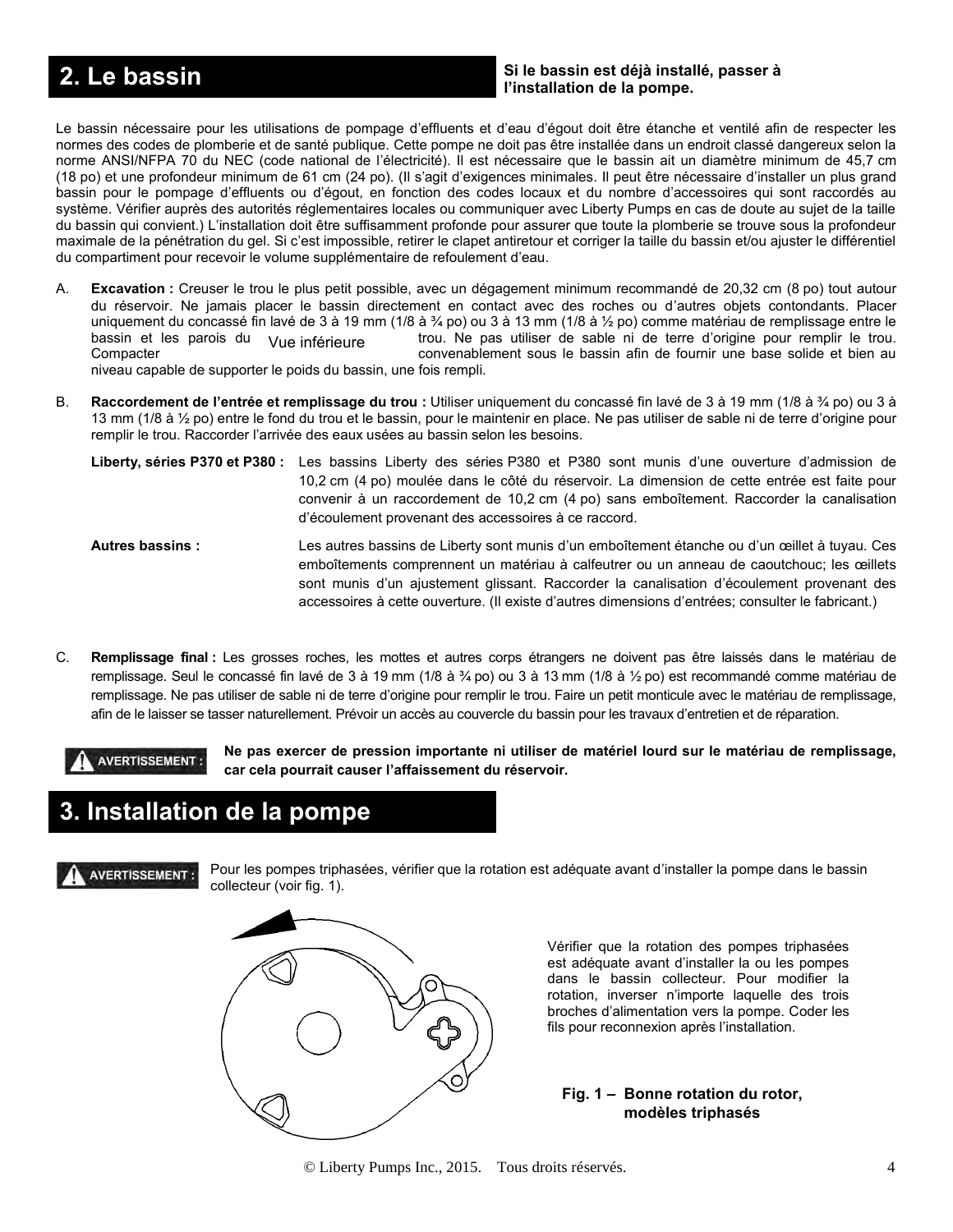## 2. Le bassin

**Si le bassin est déjà installé, passer à l'installation de la pompe.**

Le bassin nécessaire pour les utilisations de pompage d'effluents et d'eau d'égout doit être étanche et ventilé afin de respecter les normes des codes de plomberie et de santé publique. Cette pompe ne doit pas être installée dans un endroit classé dangereux selon la norme ANSI/NFPA 70 du NEC (code national de l'électricité). Il est nécessaire que le bassin ait un diamètre minimum de 45,7 cm (18 po) et une profondeur minimum de 61 cm (24 po). (Il s'agit d'exigences minimales. Il peut être nécessaire d'installer un plus grand bassin pour le pompage d'effluents ou d'égout, en fonction des codes locaux et du nombre d'accessoires qui sont raccordés au système. Vérifier auprès des autorités réglementaires locales ou communiquer avec Liberty Pumps en cas de doute au sujet de la taille du bassin qui convient.) L'installation doit être suffisamment profonde pour assurer que toute la plomberie se trouve sous la profondeur maximale de la pénétration du gel. Si c'est impossible, retirer le clapet antiretour et corriger la taille du bassin et/ou ajuster le différentiel du compartiment pour recevoir le volume supplémentaire de refoulement d'eau.

A. **Excavation :** Creuser le trou le plus petit possible, avec un dégagement minimum recommandé de 20,32 cm (8 po) tout autour du réservoir. Ne jamais placer le bassin directement en contact avec des roches ou d'autres objets contondants. Placer uniquement du concassé fin lavé de 3 à 19 mm (1/8 à ¾ po) ou 3 à 13 mm (1/8 à ½ po) comme matériau de remplissage entre le bassin et les parois du trou. Ne pas utiliser de sable ni de terre d'origine pour remplir le trou. Compacter convenablement sous le bassin afin de fournir une base solide et bien au niveau capable de supporter le poids du bassin, une fois rempli.

B. **Raccordement de l'entrée et remplissage du trou :** Utiliser uniquement du concassé fin lavé de 3 à 19 mm (1/8 à ¾ po) ou 3 à 13 mm (1/8 à ½ po) entre le fond du trou et le bassin, pour le maintenir en place. Ne pas utiliser de sable ni de terre d'origine pour remplir le trou. Raccorder l'arrivée des eaux usées au bassin selon les besoins.

   **Liberty, séries P370 et P380 :** Les bassins Liberty des séries P380 et P380 sont munis d'une ouverture d'admission de 10,2 cm (4 po) moulée dans le côté du réservoir. La dimension de cette entrée est faite pour convenir à un raccordement de 10,2 cm (4 po) sans emboîtement. Raccorder la canalisation d'écoulement provenant des accessoires à ce raccord.

   **Autres bassins :** Les autres bassins de Liberty sont munis d'un emboîtement étanche ou d'un œillet à tuyau. Ces emboîtements comprennent un matériau à calfeutrer ou un anneau de caoutchouc; les œillets sont munis d'un ajustement glissant. Raccorder la canalisation d'écoulement provenant des accessoires à cette ouverture. (Il existe d'autres dimensions d'entrées; consulter le fabricant.)

C. **Remplissage final :** Les grosses roches, les mottes et autres corps étrangers ne doivent pas être laissés dans le matériau de remplissage. Seul le concassé fin lavé de 3 à 19 mm (1/8 à ¾ po) ou 3 à 13 mm (1/8 à ½ po) est recommandé comme matériau de remplissage. Ne pas utiliser de sable ni de terre d'origine pour remplir le trou. Faire un petit monticule avec le matériau de remplissage, afin de le laisser se tasser naturellement. Prévoir un accès au couvercle du bassin pour les travaux d'entretien et de réparation.

**AVERTISSEMENT : Ne pas exercer de pression importante ni utiliser de matériel lourd sur le matériau de remplissage, car cela pourrait causer l'affaissement du réservoir.**

## 3. Installation de la pompe

**AVERTISSEMENT :** Pour les pompes triphasées, vérifier que la rotation est adéquate avant d'installer la pompe dans le bassin collecteur (voir fig. 1).

Vue inférieure

Vérifier que la rotation des pompes triphasées est adéquate avant d'installer la ou les pompes dans le bassin collecteur. Pour modifier la rotation, inverser n'importe laquelle des trois broches d'alimentation vers la pompe. Coder les fils pour reconnexion après l'installation.

**Fig. 1 – Bonne rotation du rotor, modèles triphasés**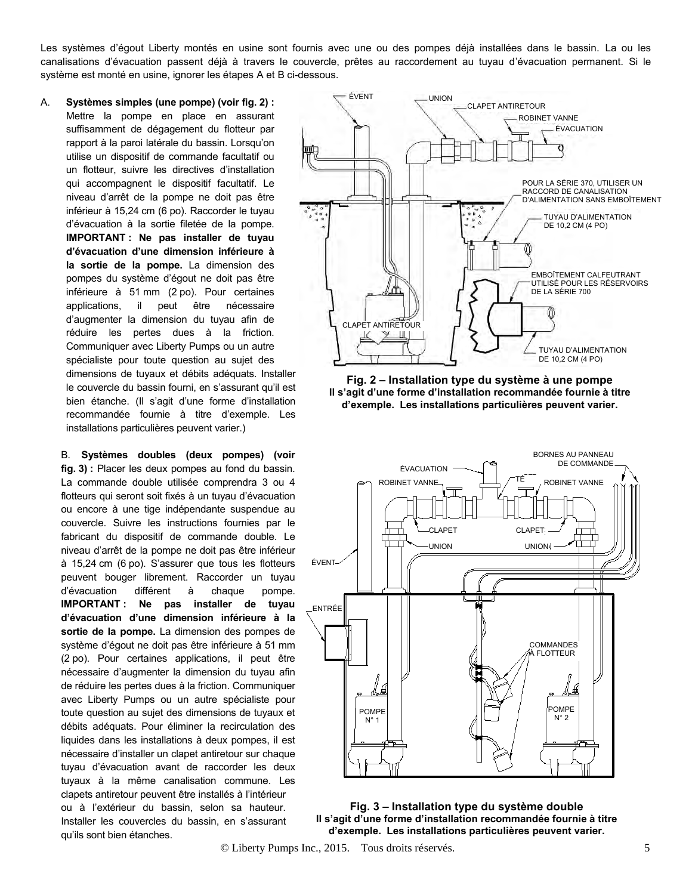Les systèmes d'égout Liberty montés en usine sont fournis avec une ou des pompes déjà installées dans le bassin. La ou les canalisations d'évacuation passent déjà à travers le couvercle, prêtes au raccordement au tuyau d'évacuation permanent. Si le système est monté en usine, ignorer les étapes A et B ci-dessous.

A. **Systèmes simples (une pompe) (voir fig. 2) :** Mettre la pompe en place en assurant suffisamment de dégagement du flotteur par rapport à la paroi latérale du bassin. Lorsqu'on utilise un dispositif de commande facultatif ou un flotteur, suivre les directives d'installation qui accompagnent le dispositif facultatif. Le niveau d'arrêt de la pompe ne doit pas être inférieur à 15,24 cm (6 po). Raccorder le tuyau d'évacuation à la sortie filetée de la pompe. **IMPORTANT : Ne pas installer de tuyau d'évacuation d'une dimension inférieure à la sortie de la pompe.** La dimension des pompes du système d'égout ne doit pas être inférieure à 51 mm (2 po). Pour certaines applications, il peut être nécessaire d'augmenter la dimension du tuyau afin de réduire les pertes dues à la friction. Communiquer avec Liberty Pumps ou un autre spécialiste pour toute question au sujet des dimensions de tuyaux et débits adéquats. Installer le couvercle du bassin fourni, en s'assurant qu'il est bien étanche. (Il s'agit d'une forme d'installation recommandée fournie à titre d'exemple. Les installations particulières peuvent varier.)

ÉVENT, UNION, CLAPET ANTIRETOUR, ROBINET VANNE, ÉVACUATION, POUR LA SÉRIE 370, UTILISER UN RACCORD DE CANALISATION D'ALIMENTATION SANS EMBOÎTEMENT, TUYAU D'ALIMENTATION DE 10,2 CM (4 PO), EMBOÎTEMENT CALFEUTRANT UTILISÉ POUR LES RÉSERVOIRS DE LA SÉRIE 700, CLAPET ANTIRETOUR, TUYAU D'ALIMENTATION DE 10,2 CM (4 PO)

**Fig. 2 – Installation type du système à une pompe**
**Il s'agit d'une forme d'installation recommandée fournie à titre d'exemple. Les installations particulières peuvent varier.**

B. **Systèmes doubles (deux pompes) (voir fig. 3) :** Placer les deux pompes au fond du bassin. La commande double utilisée comprendra 3 ou 4 flotteurs qui seront soit fixés à un tuyau d'évacuation ou encore à une tige indépendante suspendue au couvercle. Suivre les instructions fournies par le fabricant du dispositif de commande double. Le niveau d'arrêt de la pompe ne doit pas être inférieur à 15,24 cm (6 po). S'assurer que tous les flotteurs peuvent bouger librement. Raccorder un tuyau d'évacuation différent à chaque pompe. **IMPORTANT : Ne pas installer de tuyau d'évacuation d'une dimension inférieure à la sortie de la pompe.** La dimension des pompes de système d'égout ne doit pas être inférieure à 51 mm (2 po). Pour certaines applications, il peut être nécessaire d'augmenter la dimension du tuyau afin de réduire les pertes dues à la friction. Communiquer avec Liberty Pumps ou un autre spécialiste pour toute question au sujet des dimensions de tuyaux et débits adéquats. Pour éliminer la recirculation des liquides dans les installations à deux pompes, il est nécessaire d'installer un clapet antiretour sur chaque tuyau d'évacuation avant de raccorder les deux tuyaux à la même canalisation commune. Les clapets antiretour peuvent être installés à l'intérieur ou à l'extérieur du bassin, selon sa hauteur. Installer les couvercles du bassin, en s'assurant qu'ils sont bien étanches.

BORNES AU PANNEAU DE COMMANDE, ÉVACUATION, ROBINET VANNE, TÉ, ROBINET VANNE, CLAPET, CLAPET, UNION, UNION, ÉVENT, ENTRÉE, COMMANDES À FLOTTEUR, POMPE N° 1, POMPE N° 2

**Fig. 3 – Installation type du système double**
**Il s'agit d'une forme d'installation recommandée fournie à titre d'exemple. Les installations particulières peuvent varier.**

© Liberty Pumps Inc., 2015. Tous droits réservés.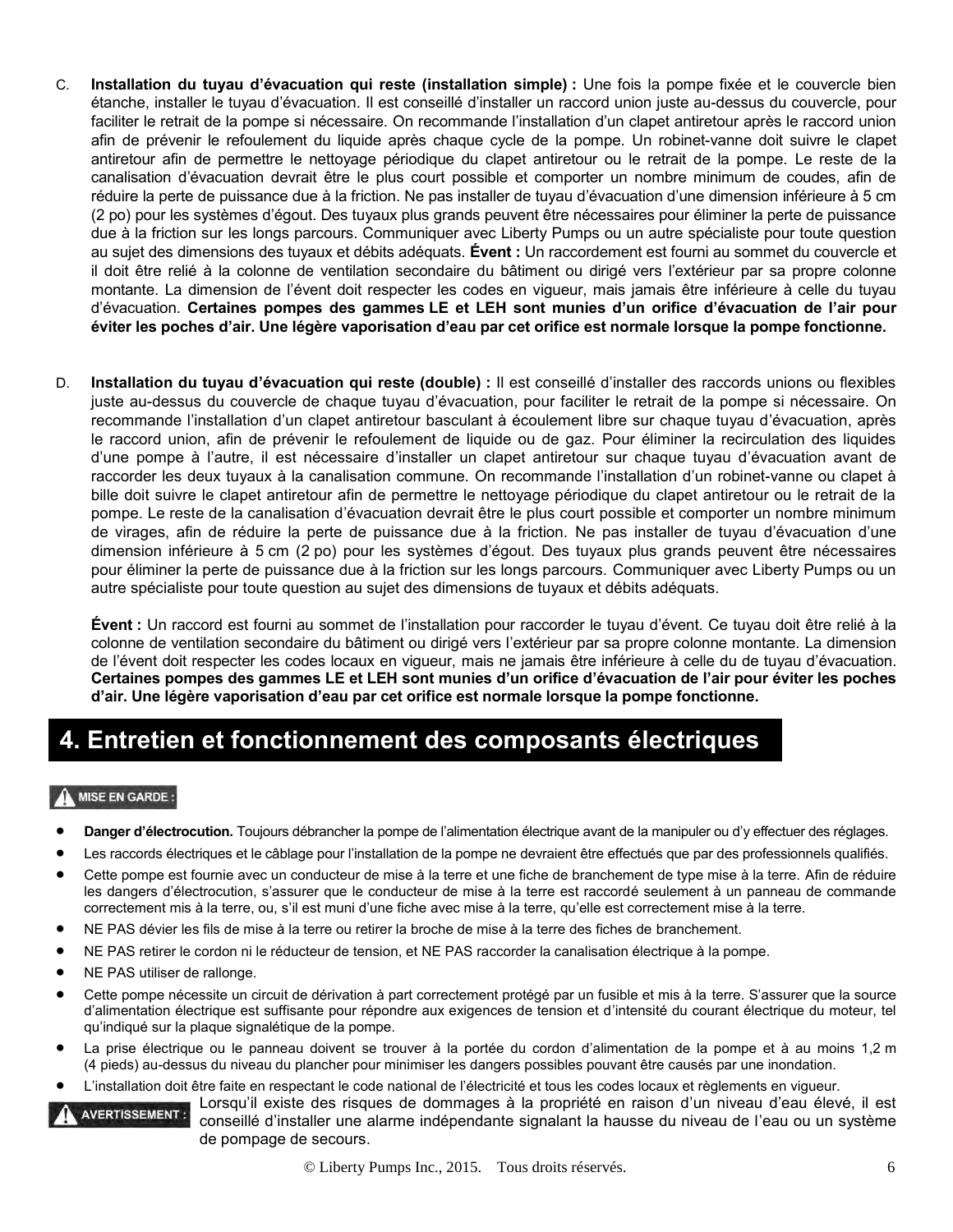C. **Installation du tuyau d'évacuation qui reste (installation simple) :** Une fois la pompe fixée et le couvercle bien étanche, installer le tuyau d'évacuation. Il est conseillé d'installer un raccord union juste au-dessus du couvercle, pour faciliter le retrait de la pompe si nécessaire. On recommande l'installation d'un clapet antiretour après le raccord union afin de prévenir le refoulement du liquide après chaque cycle de la pompe. Un robinet-vanne doit suivre le clapet antiretour afin de permettre le nettoyage périodique du clapet antiretour ou le retrait de la pompe. Le reste de la canalisation d'évacuation devrait être le plus court possible et comporter un nombre minimum de coudes, afin de réduire la perte de puissance due à la friction. Ne pas installer de tuyau d'évacuation d'une dimension inférieure à 5 cm (2 po) pour les systèmes d'égout. Des tuyaux plus grands peuvent être nécessaires pour éliminer la perte de puissance due à la friction sur les longs parcours. Communiquer avec Liberty Pumps ou un autre spécialiste pour toute question au sujet des dimensions des tuyaux et débits adéquats. **Évent :** Un raccordement est fourni au sommet du couvercle et il doit être relié à la colonne de ventilation secondaire du bâtiment ou dirigé vers l'extérieur par sa propre colonne montante. La dimension de l'évent doit respecter les codes en vigueur, mais jamais être inférieure à celle du tuyau d'évacuation. **Certaines pompes des gammes LE et LEH sont munies d'un orifice d'évacuation de l'air pour éviter les poches d'air. Une légère vaporisation d'eau par cet orifice est normale lorsque la pompe fonctionne.**

D. **Installation du tuyau d'évacuation qui reste (double) :** Il est conseillé d'installer des raccords unions ou flexibles juste au-dessus du couvercle de chaque tuyau d'évacuation, pour faciliter le retrait de la pompe si nécessaire. On recommande l'installation d'un clapet antiretour basculant à écoulement libre sur chaque tuyau d'évacuation, après le raccord union, afin de prévenir le refoulement de liquide ou de gaz. Pour éliminer la recirculation des liquides d'une pompe à l'autre, il est nécessaire d'installer un clapet antiretour sur chaque tuyau d'évacuation avant de raccorder les deux tuyaux à la canalisation commune. On recommande l'installation d'un robinet-vanne ou clapet à bille doit suivre le clapet antiretour afin de permettre le nettoyage périodique du clapet antiretour ou le retrait de la pompe. Le reste de la canalisation d'évacuation devrait être le plus court possible et comporter un nombre minimum de virages, afin de réduire la perte de puissance due à la friction. Ne pas installer de tuyau d'évacuation d'une dimension inférieure à 5 cm (2 po) pour les systèmes d'égout. Des tuyaux plus grands peuvent être nécessaires pour éliminer la perte de puissance due à la friction sur les longs parcours. Communiquer avec Liberty Pumps ou un autre spécialiste pour toute question au sujet des dimensions de tuyaux et débits adéquats.

**Évent :** Un raccord est fourni au sommet de l'installation pour raccorder le tuyau d'évent. Ce tuyau doit être relié à la colonne de ventilation secondaire du bâtiment ou dirigé vers l'extérieur par sa propre colonne montante. La dimension de l'évent doit respecter les codes locaux en vigueur, mais ne jamais être inférieure à celle du de tuyau d'évacuation. **Certaines pompes des gammes LE et LEH sont munies d'un orifice d'évacuation de l'air pour éviter les poches d'air. Une légère vaporisation d'eau par cet orifice est normale lorsque la pompe fonctionne.**

# 4. Entretien et fonctionnement des composants électriques

**⚠ MISE EN GARDE :**

- **Danger d'électrocution.** Toujours débrancher la pompe de l'alimentation électrique avant de la manipuler ou d'y effectuer des réglages.
- Les raccords électriques et le câblage pour l'installation de la pompe ne devraient être effectués que par des professionnels qualifiés.
- Cette pompe est fournie avec un conducteur de mise à la terre et une fiche de branchement de type mise à la terre. Afin de réduire les dangers d'électrocution, s'assurer que le conducteur de mise à la terre est raccordé seulement à un panneau de commande correctement mis à la terre, ou, s'il est muni d'une fiche avec mise à la terre, qu'elle est correctement mise à la terre.
- NE PAS dévier les fils de mise à la terre ou retirer la broche de mise à la terre des fiches de branchement.
- NE PAS retirer le cordon ni le réducteur de tension, et NE PAS raccorder la canalisation électrique à la pompe.
- NE PAS utiliser de rallonge.
- Cette pompe nécessite un circuit de dérivation à part correctement protégé par un fusible et mis à la terre. S'assurer que la source d'alimentation électrique est suffisante pour répondre aux exigences de tension et d'intensité du courant électrique du moteur, tel qu'indiqué sur la plaque signalétique de la pompe.
- La prise électrique ou le panneau doivent se trouver à la portée du cordon d'alimentation de la pompe et à au moins 1,2 m (4 pieds) au-dessus du niveau du plancher pour minimiser les dangers possibles pouvant être causés par une inondation.
- L'installation doit être faite en respectant le code national de l'électricité et tous les codes locaux et règlements en vigueur.

**⚠ AVERTISSEMENT :** Lorsqu'il existe des risques de dommages à la propriété en raison d'un niveau d'eau élevé, il est conseillé d'installer une alarme indépendante signalant la hausse du niveau de l'eau ou un système de pompage de secours.

© Liberty Pumps Inc., 2015. Tous droits réservés.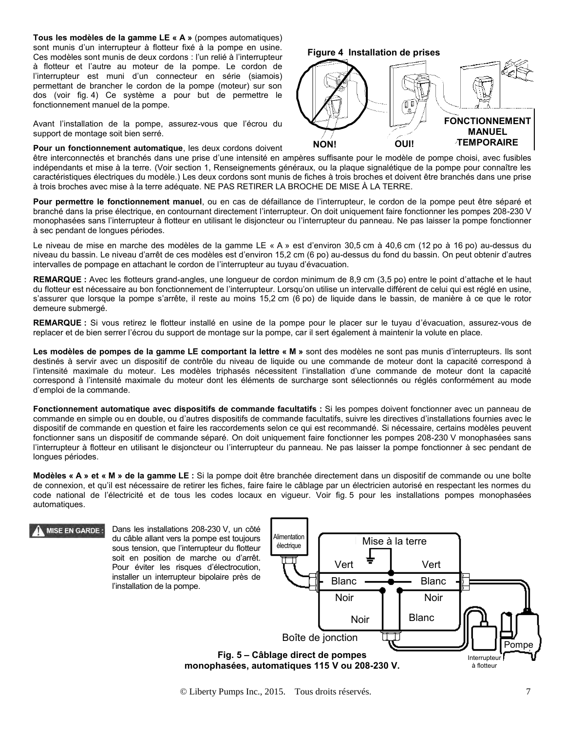**Tous les modèles de la gamme LE « A »** (pompes automatiques) sont munis d'un interrupteur à flotteur fixé à la pompe en usine. Ces modèles sont munis de deux cordons : l'un relié à l'interrupteur à flotteur et l'autre au moteur de la pompe. Le cordon de l'interrupteur est muni d'un connecteur en série (siamois) permettant de brancher le cordon de la pompe (moteur) sur son dos (voir fig. 4) Ce système a pour but de permettre le fonctionnement manuel de la pompe.

Avant l'installation de la pompe, assurez-vous que l'écrou du support de montage soit bien serré.

**Figure 4 Installation de prises**

NON! OUI! FONCTIONNEMENT MANUEL TEMPORAIRE

**Pour un fonctionnement automatique**, les deux cordons doivent être interconnectés et branchés dans une prise d'une intensité en ampères suffisante pour le modèle de pompe choisi, avec fusibles indépendants et mise à la terre. (Voir section 1, Renseignements généraux, ou la plaque signalétique de la pompe pour connaître les caractéristiques électriques du modèle.) Les deux cordons sont munis de fiches à trois broches et doivent être branchés dans une prise à trois broches avec mise à la terre adéquate. NE PAS RETIRER LA BROCHE DE MISE À LA TERRE.

**Pour permettre le fonctionnement manuel**, ou en cas de défaillance de l'interrupteur, le cordon de la pompe peut être séparé et branché dans la prise électrique, en contournant directement l'interrupteur. On doit uniquement faire fonctionner les pompes 208-230 V monophasées sans l'interrupteur à flotteur en utilisant le disjoncteur ou l'interrupteur du panneau. Ne pas laisser la pompe fonctionner à sec pendant de longues périodes.

Le niveau de mise en marche des modèles de la gamme LE « A » est d'environ 30,5 cm à 40,6 cm (12 po à 16 po) au-dessus du niveau du bassin. Le niveau d'arrêt de ces modèles est d'environ 15,2 cm (6 po) au-dessus du fond du bassin. On peut obtenir d'autres intervalles de pompage en attachant le cordon de l'interrupteur au tuyau d'évacuation.

**REMARQUE :** Avec les flotteurs grand-angles, une longueur de cordon minimum de 8,9 cm (3,5 po) entre le point d'attache et le haut du flotteur est nécessaire au bon fonctionnement de l'interrupteur. Lorsqu'on utilise un intervalle différent de celui qui est réglé en usine, s'assurer que lorsque la pompe s'arrête, il reste au moins 15,2 cm (6 po) de liquide dans le bassin, de manière à ce que le rotor demeure submergé.

**REMARQUE :** Si vous retirez le flotteur installé en usine de la pompe pour le placer sur le tuyau d'évacuation, assurez-vous de replacer et de bien serrer l'écrou du support de montage sur la pompe, car il sert également à maintenir la volute en place.

**Les modèles de pompes de la gamme LE comportant la lettre « M »** sont des modèles ne sont pas munis d'interrupteurs. Ils sont destinés à servir avec un dispositif de contrôle du niveau de liquide ou une commande de moteur dont la capacité correspond à l'intensité maximale du moteur. Les modèles triphasés nécessitent l'installation d'une commande de moteur dont la capacité correspond à l'intensité maximale du moteur dont les éléments de surcharge sont sélectionnés ou réglés conformément au mode d'emploi de la commande.

**Fonctionnement automatique avec dispositifs de commande facultatifs :** Si les pompes doivent fonctionner avec un panneau de commande en simple ou en double, ou d'autres dispositifs de commande facultatifs, suivre les directives d'installations fournies avec le dispositif de commande en question et faire les raccordements selon ce qui est recommandé. Si nécessaire, certains modèles peuvent fonctionner sans un dispositif de commande séparé. On doit uniquement faire fonctionner les pompes 208-230 V monophasées sans l'interrupteur à flotteur en utilisant le disjoncteur ou l'interrupteur du panneau. Ne pas laisser la pompe fonctionner à sec pendant de longues périodes.

**Modèles « A » et « M » de la gamme LE :** Si la pompe doit être branchée directement dans un dispositif de commande ou une boîte de connexion, et qu'il est nécessaire de retirer les fiches, faire faire le câblage par un électricien autorisé en respectant les normes du code national de l'électricité et de tous les codes locaux en vigueur. Voir fig. 5 pour les installations pompes monophasées automatiques.

**MISE EN GARDE :** Dans les installations 208-230 V, un côté du câble allant vers la pompe est toujours sous tension, que l'interrupteur du flotteur soit en position de marche ou d'arrêt. Pour éviter les risques d'électrocution, installer un interrupteur bipolaire près de l'installation de la pompe.

Alimentation électrique — Mise à la terre — Vert — Vert — Blanc — Blanc — Noir — Noir — Noir — Blanc — Boîte de jonction — Pompe — Interrupteur à flotteur

**Fig. 5 – Câblage direct de pompes monophasées, automatiques 115 V ou 208-230 V.**

© Liberty Pumps Inc., 2015. Tous droits réservés.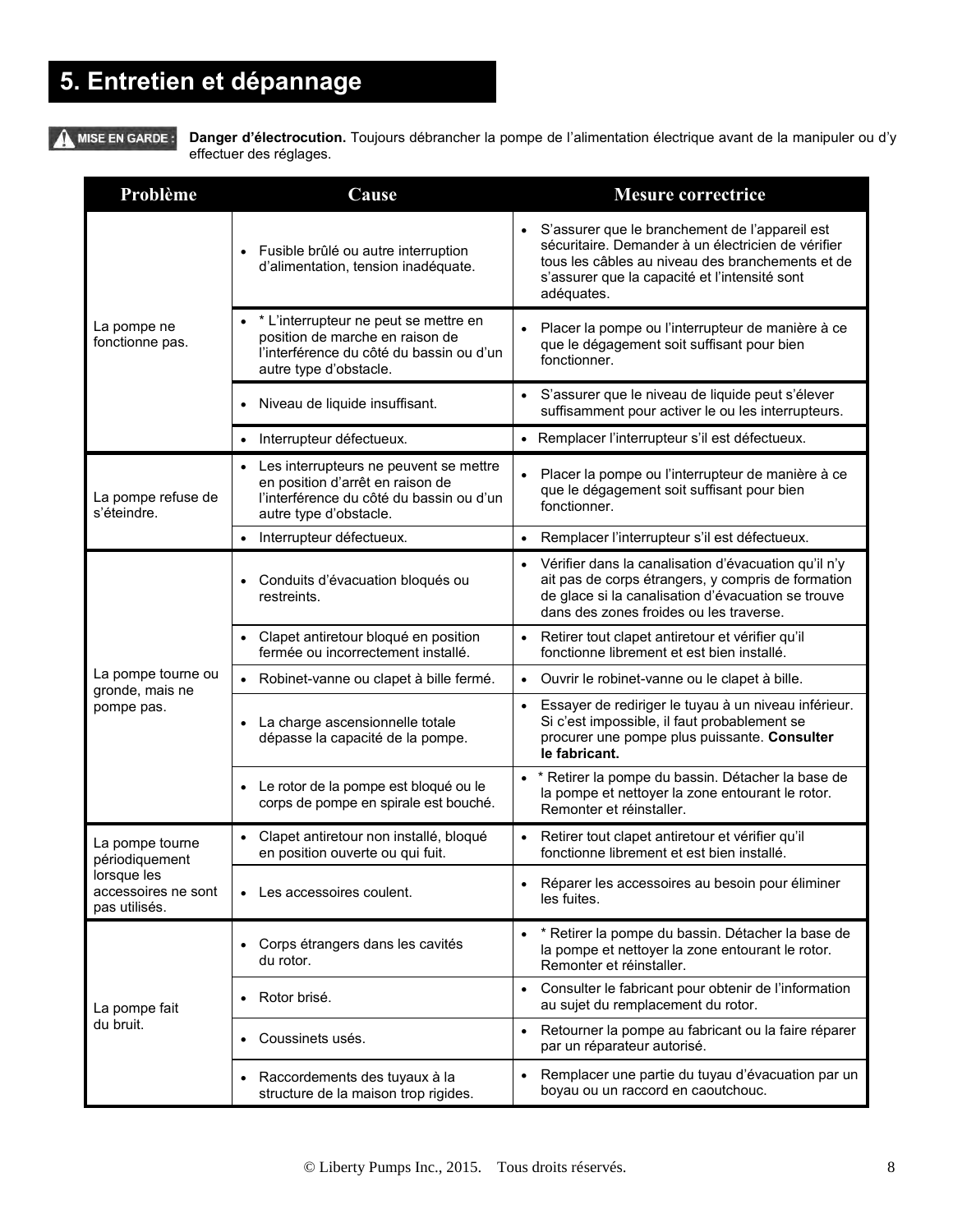# 5. Entretien et dépannage

**MISE EN GARDE :** **Danger d'électrocution.** Toujours débrancher la pompe de l'alimentation électrique avant de la manipuler ou d'y effectuer des réglages.

| Problème | Cause | Mesure correctrice |
|---|---|---|
| La pompe ne fonctionne pas. | • Fusible brûlé ou autre interruption d'alimentation, tension inadéquate. | • S'assurer que le branchement de l'appareil est sécuritaire. Demander à un électricien de vérifier tous les câbles au niveau des branchements et de s'assurer que la capacité et l'intensité sont adéquates. |
| | • * L'interrupteur ne peut se mettre en position de marche en raison de l'interférence du côté du bassin ou d'un autre type d'obstacle. | • Placer la pompe ou l'interrupteur de manière à ce que le dégagement soit suffisant pour bien fonctionner. |
| | • Niveau de liquide insuffisant. | • S'assurer que le niveau de liquide peut s'élever suffisamment pour activer le ou les interrupteurs. |
| | • Interrupteur défectueux. | • Remplacer l'interrupteur s'il est défectueux. |
| La pompe refuse de s'éteindre. | • Les interrupteurs ne peuvent se mettre en position d'arrêt en raison de l'interférence du côté du bassin ou d'un autre type d'obstacle. | • Placer la pompe ou l'interrupteur de manière à ce que le dégagement soit suffisant pour bien fonctionner. |
| | • Interrupteur défectueux. | • Remplacer l'interrupteur s'il est défectueux. |
| La pompe tourne ou gronde, mais ne pompe pas. | • Conduits d'évacuation bloqués ou restreints. | • Vérifier dans la canalisation d'évacuation qu'il n'y ait pas de corps étrangers, y compris de formation de glace si la canalisation d'évacuation se trouve dans des zones froides ou les traverse. |
| | • Clapet antiretour bloqué en position fermée ou incorrectement installé. | • Retirer tout clapet antiretour et vérifier qu'il fonctionne librement et est bien installé. |
| | • Robinet-vanne ou clapet à bille fermé. | • Ouvrir le robinet-vanne ou le clapet à bille. |
| | • La charge ascensionnelle totale dépasse la capacité de la pompe. | • Essayer de rediriger le tuyau à un niveau inférieur. Si c'est impossible, il faut probablement se procurer une pompe plus puissante. **Consulter le fabricant.** |
| | • Le rotor de la pompe est bloqué ou le corps de pompe en spirale est bouché. | • * Retirer la pompe du bassin. Détacher la base de la pompe et nettoyer la zone entourant le rotor. Remonter et réinstaller. |
| La pompe tourne périodiquement lorsque les accessoires ne sont pas utilisés. | • Clapet antiretour non installé, bloqué en position ouverte ou qui fuit. | • Retirer tout clapet antiretour et vérifier qu'il fonctionne librement et est bien installé. |
| | • Les accessoires coulent. | • Réparer les accessoires au besoin pour éliminer les fuites. |
| La pompe fait du bruit. | • Corps étrangers dans les cavités du rotor. | • * Retirer la pompe du bassin. Détacher la base de la pompe et nettoyer la zone entourant le rotor. Remonter et réinstaller. |
| | • Rotor brisé. | • Consulter le fabricant pour obtenir de l'information au sujet du remplacement du rotor. |
| | • Coussinets usés. | • Retourner la pompe au fabricant ou la faire réparer par un réparateur autorisé. |
| | • Raccordements des tuyaux à la structure de la maison trop rigides. | • Remplacer une partie du tuyau d'évacuation par un boyau ou un raccord en caoutchouc. |

© Liberty Pumps Inc., 2015. Tous droits réservés.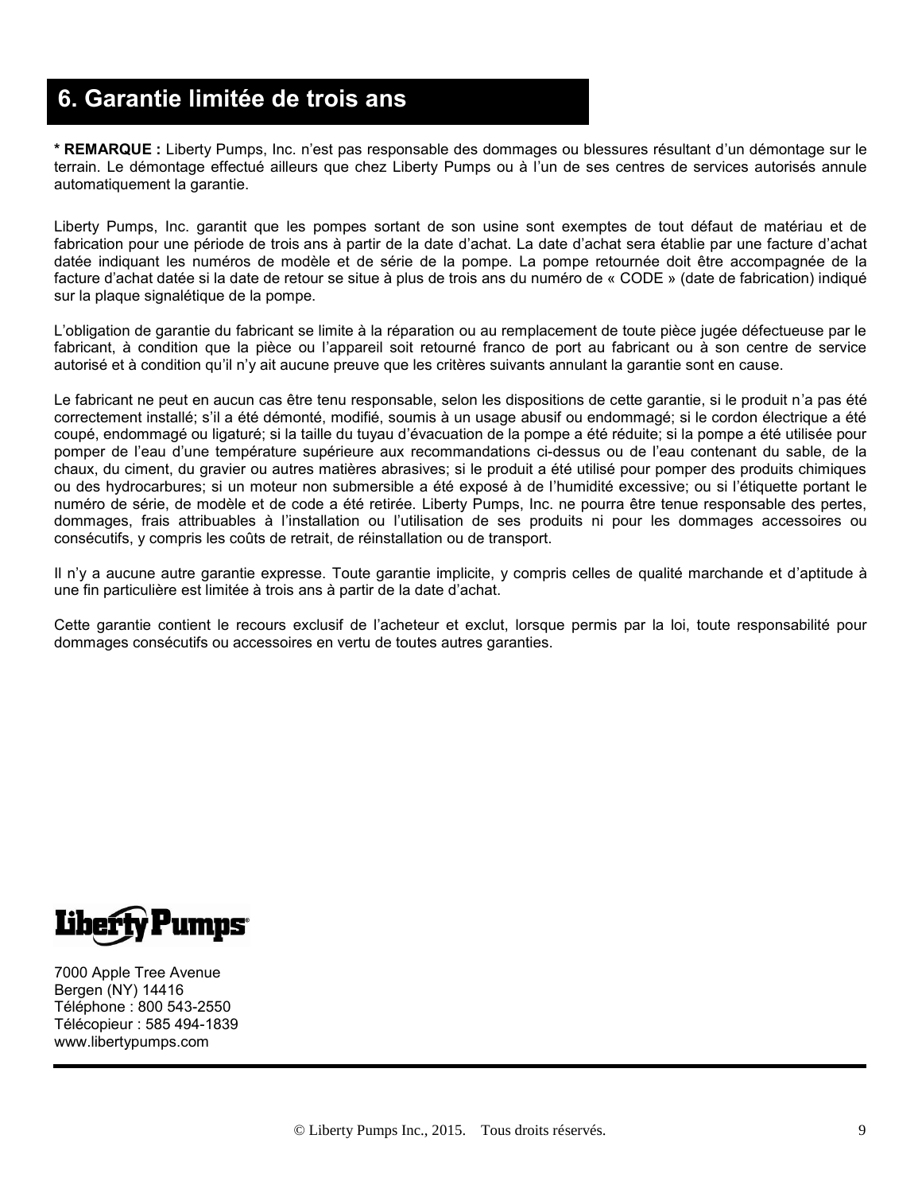## 6. Garantie limitée de trois ans

**\* REMARQUE :** Liberty Pumps, Inc. n'est pas responsable des dommages ou blessures résultant d'un démontage sur le terrain. Le démontage effectué ailleurs que chez Liberty Pumps ou à l'un de ses centres de services autorisés annule automatiquement la garantie.

Liberty Pumps, Inc. garantit que les pompes sortant de son usine sont exemptes de tout défaut de matériau et de fabrication pour une période de trois ans à partir de la date d'achat. La date d'achat sera établie par une facture d'achat datée indiquant les numéros de modèle et de série de la pompe. La pompe retournée doit être accompagnée de la facture d'achat datée si la date de retour se situe à plus de trois ans du numéro de « CODE » (date de fabrication) indiqué sur la plaque signalétique de la pompe.

L'obligation de garantie du fabricant se limite à la réparation ou au remplacement de toute pièce jugée défectueuse par le fabricant, à condition que la pièce ou l'appareil soit retourné franco de port au fabricant ou à son centre de service autorisé et à condition qu'il n'y ait aucune preuve que les critères suivants annulant la garantie sont en cause.

Le fabricant ne peut en aucun cas être tenu responsable, selon les dispositions de cette garantie, si le produit n'a pas été correctement installé; s'il a été démonté, modifié, soumis à un usage abusif ou endommagé; si le cordon électrique a été coupé, endommagé ou ligaturé; si la taille du tuyau d'évacuation de la pompe a été réduite; si la pompe a été utilisée pour pomper de l'eau d'une température supérieure aux recommandations ci-dessus ou de l'eau contenant du sable, de la chaux, du ciment, du gravier ou autres matières abrasives; si le produit a été utilisé pour pomper des produits chimiques ou des hydrocarbures; si un moteur non submersible a été exposé à de l'humidité excessive; ou si l'étiquette portant le numéro de série, de modèle et de code a été retirée. Liberty Pumps, Inc. ne pourra être tenue responsable des pertes, dommages, frais attribuables à l'installation ou l'utilisation de ses produits ni pour les dommages accessoires ou consécutifs, y compris les coûts de retrait, de réinstallation ou de transport.

Il n'y a aucune autre garantie expresse. Toute garantie implicite, y compris celles de qualité marchande et d'aptitude à une fin particulière est limitée à trois ans à partir de la date d'achat.

Cette garantie contient le recours exclusif de l'acheteur et exclut, lorsque permis par la loi, toute responsabilité pour dommages consécutifs ou accessoires en vertu de toutes autres garanties.

Liberty Pumps®

7000 Apple Tree Avenue
Bergen (NY) 14416
Téléphone : 800 543-2550
Télécopieur : 585 494-1839
www.libertypumps.com

© Liberty Pumps Inc., 2015. Tous droits réservés.